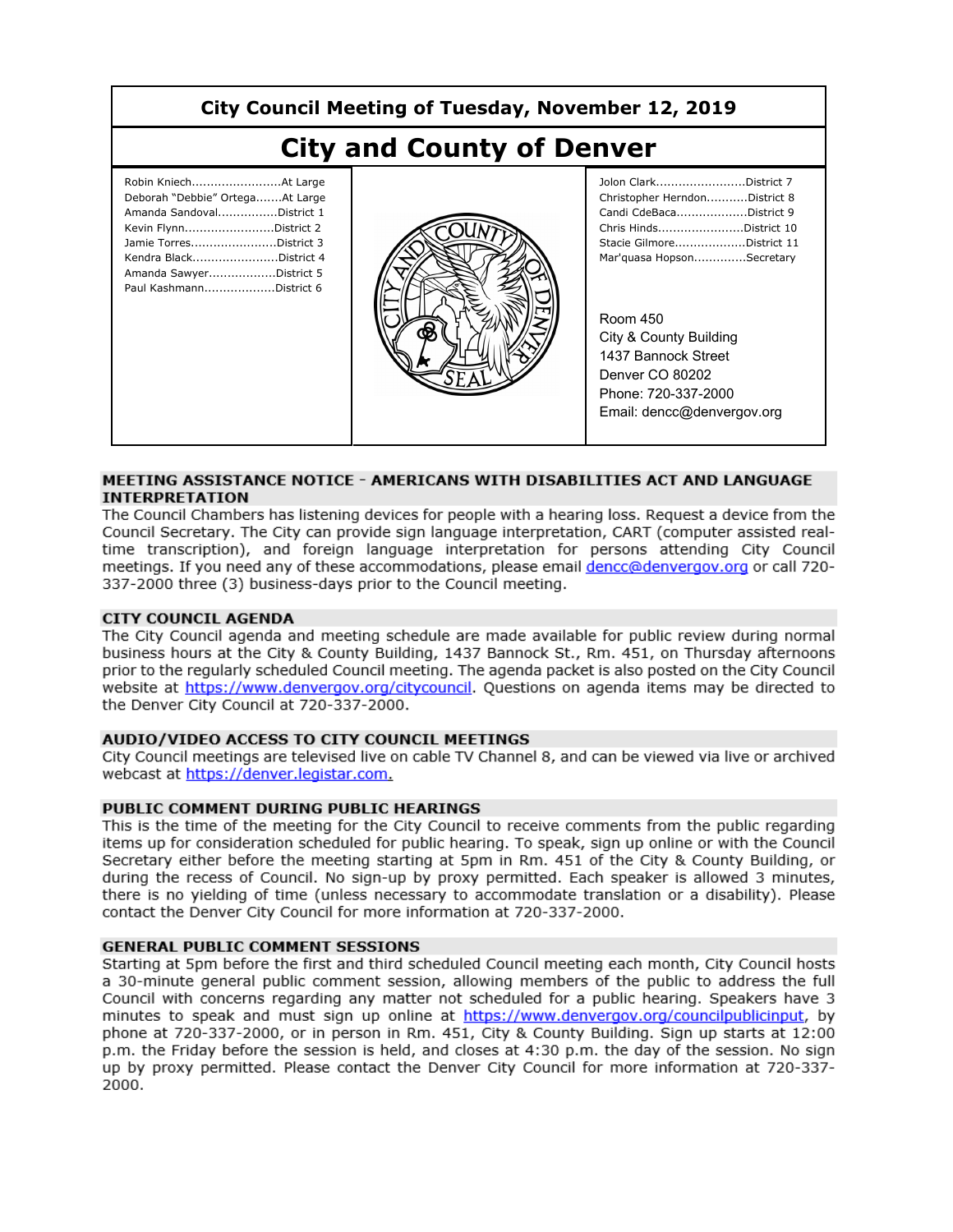# City Council Meeting of Tuesday, November 12, 2019

# City and County of Denver

Robin Kniech........................At Large
Deborah "Debbie" Ortega.......At Large
Amanda Sandoval................District 1
Kevin Flynn........................District 2
Jamie Torres.......................District 3
Kendra Black.......................District 4
Amanda Sawyer..................District 5
Paul Kashmann...................District 6

Jolon Clark........................District 7
Christopher Herndon...........District 8
Candi CdeBaca...................District 9
Chris Hinds.......................District 10
Stacie Gilmore...................District 11
Mar'quasa Hopson.............Secretary

Room 450
City & County Building
1437 Bannock Street
Denver CO 80202
Phone: 720-337-2000
Email: dencc@denvergov.org

## MEETING ASSISTANCE NOTICE - AMERICANS WITH DISABILITIES ACT AND LANGUAGE INTERPRETATION

The Council Chambers has listening devices for people with a hearing loss. Request a device from the Council Secretary. The City can provide sign language interpretation, CART (computer assisted real-time transcription), and foreign language interpretation for persons attending City Council meetings. If you need any of these accommodations, please email dencc@denvergov.org or call 720-337-2000 three (3) business-days prior to the Council meeting.

## CITY COUNCIL AGENDA

The City Council agenda and meeting schedule are made available for public review during normal business hours at the City & County Building, 1437 Bannock St., Rm. 451, on Thursday afternoons prior to the regularly scheduled Council meeting. The agenda packet is also posted on the City Council website at https://www.denvergov.org/citycouncil. Questions on agenda items may be directed to the Denver City Council at 720-337-2000.

## AUDIO/VIDEO ACCESS TO CITY COUNCIL MEETINGS

City Council meetings are televised live on cable TV Channel 8, and can be viewed via live or archived webcast at https://denver.legistar.com.

## PUBLIC COMMENT DURING PUBLIC HEARINGS

This is the time of the meeting for the City Council to receive comments from the public regarding items up for consideration scheduled for public hearing. To speak, sign up online or with the Council Secretary either before the meeting starting at 5pm in Rm. 451 of the City & County Building, or during the recess of Council. No sign-up by proxy permitted. Each speaker is allowed 3 minutes, there is no yielding of time (unless necessary to accommodate translation or a disability). Please contact the Denver City Council for more information at 720-337-2000.

## GENERAL PUBLIC COMMENT SESSIONS

Starting at 5pm before the first and third scheduled Council meeting each month, City Council hosts a 30-minute general public comment session, allowing members of the public to address the full Council with concerns regarding any matter not scheduled for a public hearing. Speakers have 3 minutes to speak and must sign up online at https://www.denvergov.org/councilpublicinput, by phone at 720-337-2000, or in person in Rm. 451, City & County Building. Sign up starts at 12:00 p.m. the Friday before the session is held, and closes at 4:30 p.m. the day of the session. No sign up by proxy permitted. Please contact the Denver City Council for more information at 720-337-2000.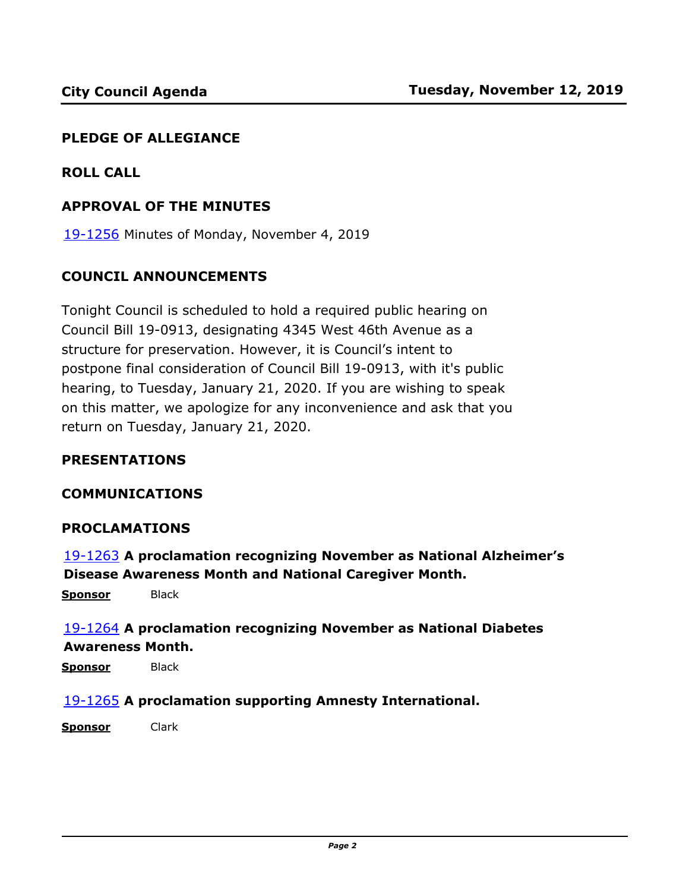## PLEDGE OF ALLEGIANCE

## ROLL CALL

## APPROVAL OF THE MINUTES

19-1256 Minutes of Monday, November 4, 2019

## COUNCIL ANNOUNCEMENTS

Tonight Council is scheduled to hold a required public hearing on Council Bill 19-0913, designating 4345 West 46th Avenue as a structure for preservation. However, it is Council's intent to postpone final consideration of Council Bill 19-0913, with it's public hearing, to Tuesday, January 21, 2020. If you are wishing to speak on this matter, we apologize for any inconvenience and ask that you return on Tuesday, January 21, 2020.

## PRESENTATIONS

## COMMUNICATIONS

## PROCLAMATIONS

19-1263 **A proclamation recognizing November as National Alzheimer's Disease Awareness Month and National Caregiver Month.**

**Sponsor** Black

19-1264 **A proclamation recognizing November as National Diabetes Awareness Month.**

**Sponsor** Black

19-1265 **A proclamation supporting Amnesty International.**

**Sponsor** Clark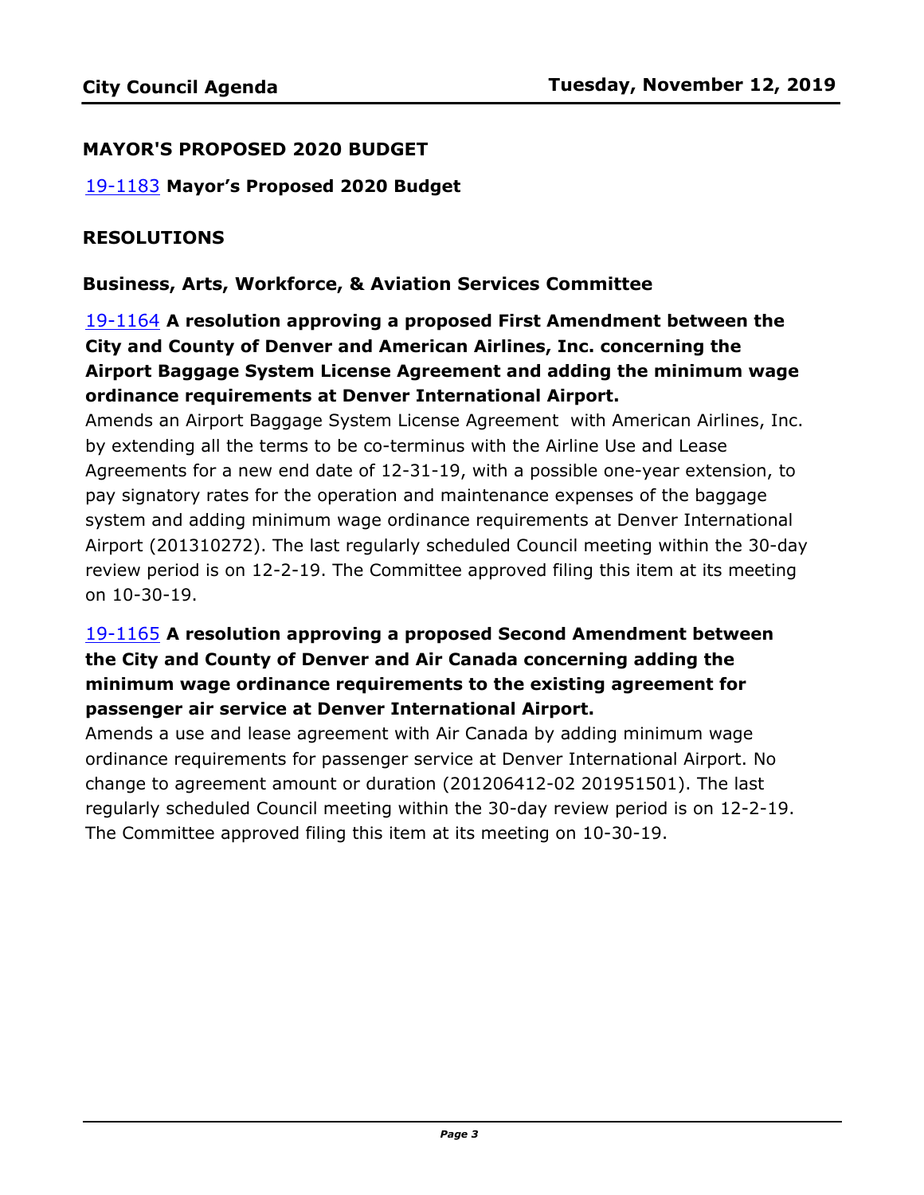## MAYOR'S PROPOSED 2020 BUDGET

19-1183 **Mayor's Proposed 2020 Budget**

## RESOLUTIONS

### Business, Arts, Workforce, & Aviation Services Committee

19-1164 **A resolution approving a proposed First Amendment between the City and County of Denver and American Airlines, Inc. concerning the Airport Baggage System License Agreement and adding the minimum wage ordinance requirements at Denver International Airport.**

Amends an Airport Baggage System License Agreement with American Airlines, Inc. by extending all the terms to be co-terminus with the Airline Use and Lease Agreements for a new end date of 12-31-19, with a possible one-year extension, to pay signatory rates for the operation and maintenance expenses of the baggage system and adding minimum wage ordinance requirements at Denver International Airport (201310272). The last regularly scheduled Council meeting within the 30-day review period is on 12-2-19. The Committee approved filing this item at its meeting on 10-30-19.

19-1165 **A resolution approving a proposed Second Amendment between the City and County of Denver and Air Canada concerning adding the minimum wage ordinance requirements to the existing agreement for passenger air service at Denver International Airport.**

Amends a use and lease agreement with Air Canada by adding minimum wage ordinance requirements for passenger service at Denver International Airport. No change to agreement amount or duration (201206412-02 201951501). The last regularly scheduled Council meeting within the 30-day review period is on 12-2-19. The Committee approved filing this item at its meeting on 10-30-19.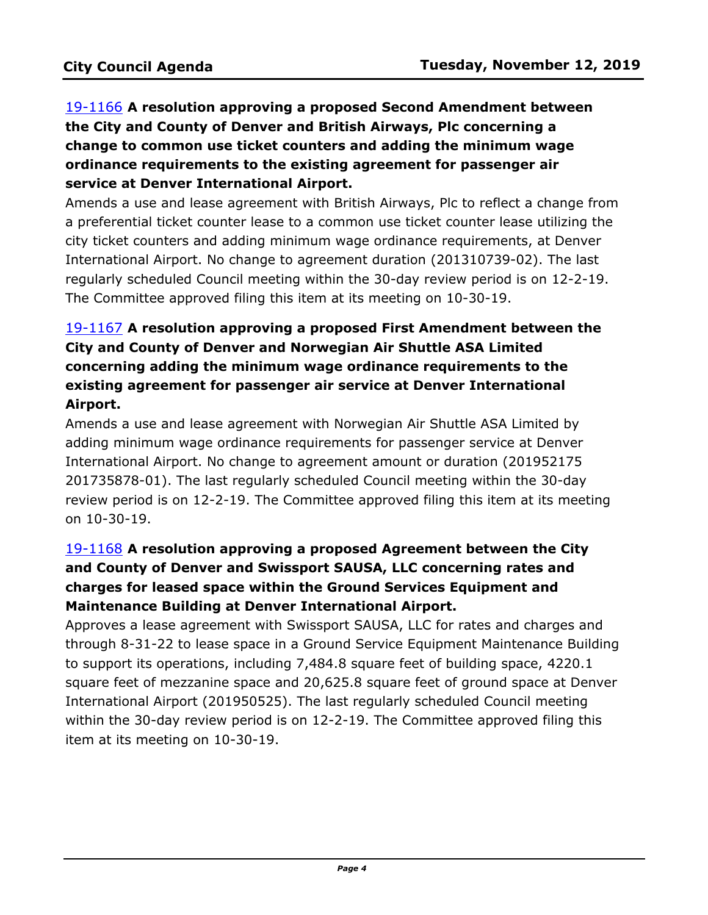[19-1166](19-1166) **A resolution approving a proposed Second Amendment between the City and County of Denver and British Airways, Plc concerning a change to common use ticket counters and adding the minimum wage ordinance requirements to the existing agreement for passenger air service at Denver International Airport.**

Amends a use and lease agreement with British Airways, Plc to reflect a change from a preferential ticket counter lease to a common use ticket counter lease utilizing the city ticket counters and adding minimum wage ordinance requirements, at Denver International Airport. No change to agreement duration (201310739-02). The last regularly scheduled Council meeting within the 30-day review period is on 12-2-19. The Committee approved filing this item at its meeting on 10-30-19.

[19-1167](19-1167) **A resolution approving a proposed First Amendment between the City and County of Denver and Norwegian Air Shuttle ASA Limited concerning adding the minimum wage ordinance requirements to the existing agreement for passenger air service at Denver International Airport.**

Amends a use and lease agreement with Norwegian Air Shuttle ASA Limited by adding minimum wage ordinance requirements for passenger service at Denver International Airport. No change to agreement amount or duration (201952175 201735878-01). The last regularly scheduled Council meeting within the 30-day review period is on 12-2-19. The Committee approved filing this item at its meeting on 10-30-19.

[19-1168](19-1168) **A resolution approving a proposed Agreement between the City and County of Denver and Swissport SAUSA, LLC concerning rates and charges for leased space within the Ground Services Equipment and Maintenance Building at Denver International Airport.**

Approves a lease agreement with Swissport SAUSA, LLC for rates and charges and through 8-31-22 to lease space in a Ground Service Equipment Maintenance Building to support its operations, including 7,484.8 square feet of building space, 4220.1 square feet of mezzanine space and 20,625.8 square feet of ground space at Denver International Airport (201950525). The last regularly scheduled Council meeting within the 30-day review period is on 12-2-19. The Committee approved filing this item at its meeting on 10-30-19.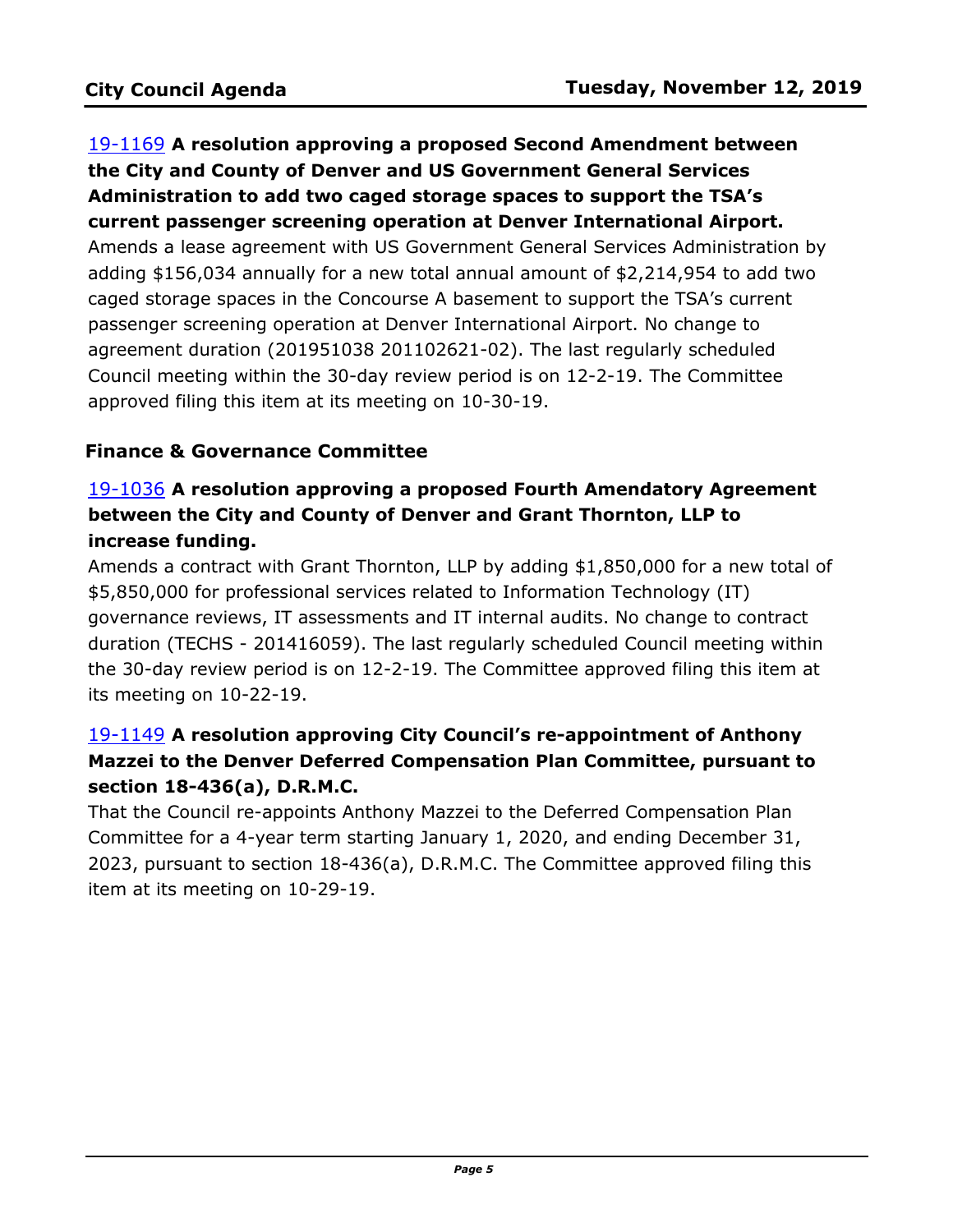[19-1169] **A resolution approving a proposed Second Amendment between the City and County of Denver and US Government General Services Administration to add two caged storage spaces to support the TSA's current passenger screening operation at Denver International Airport.**

Amends a lease agreement with US Government General Services Administration by adding $156,034 annually for a new total annual amount of $2,214,954 to add two caged storage spaces in the Concourse A basement to support the TSA's current passenger screening operation at Denver International Airport. No change to agreement duration (201951038 201102621-02). The last regularly scheduled Council meeting within the 30-day review period is on 12-2-19. The Committee approved filing this item at its meeting on 10-30-19.

## Finance & Governance Committee

[19-1036] **A resolution approving a proposed Fourth Amendatory Agreement between the City and County of Denver and Grant Thornton, LLP to increase funding.**

Amends a contract with Grant Thornton, LLP by adding $1,850,000 for a new total of $5,850,000 for professional services related to Information Technology (IT) governance reviews, IT assessments and IT internal audits. No change to contract duration (TECHS - 201416059). The last regularly scheduled Council meeting within the 30-day review period is on 12-2-19. The Committee approved filing this item at its meeting on 10-22-19.

[19-1149] **A resolution approving City Council's re-appointment of Anthony Mazzei to the Denver Deferred Compensation Plan Committee, pursuant to section 18-436(a), D.R.M.C.**

That the Council re-appoints Anthony Mazzei to the Deferred Compensation Plan Committee for a 4-year term starting January 1, 2020, and ending December 31, 2023, pursuant to section 18-436(a), D.R.M.C. The Committee approved filing this item at its meeting on 10-29-19.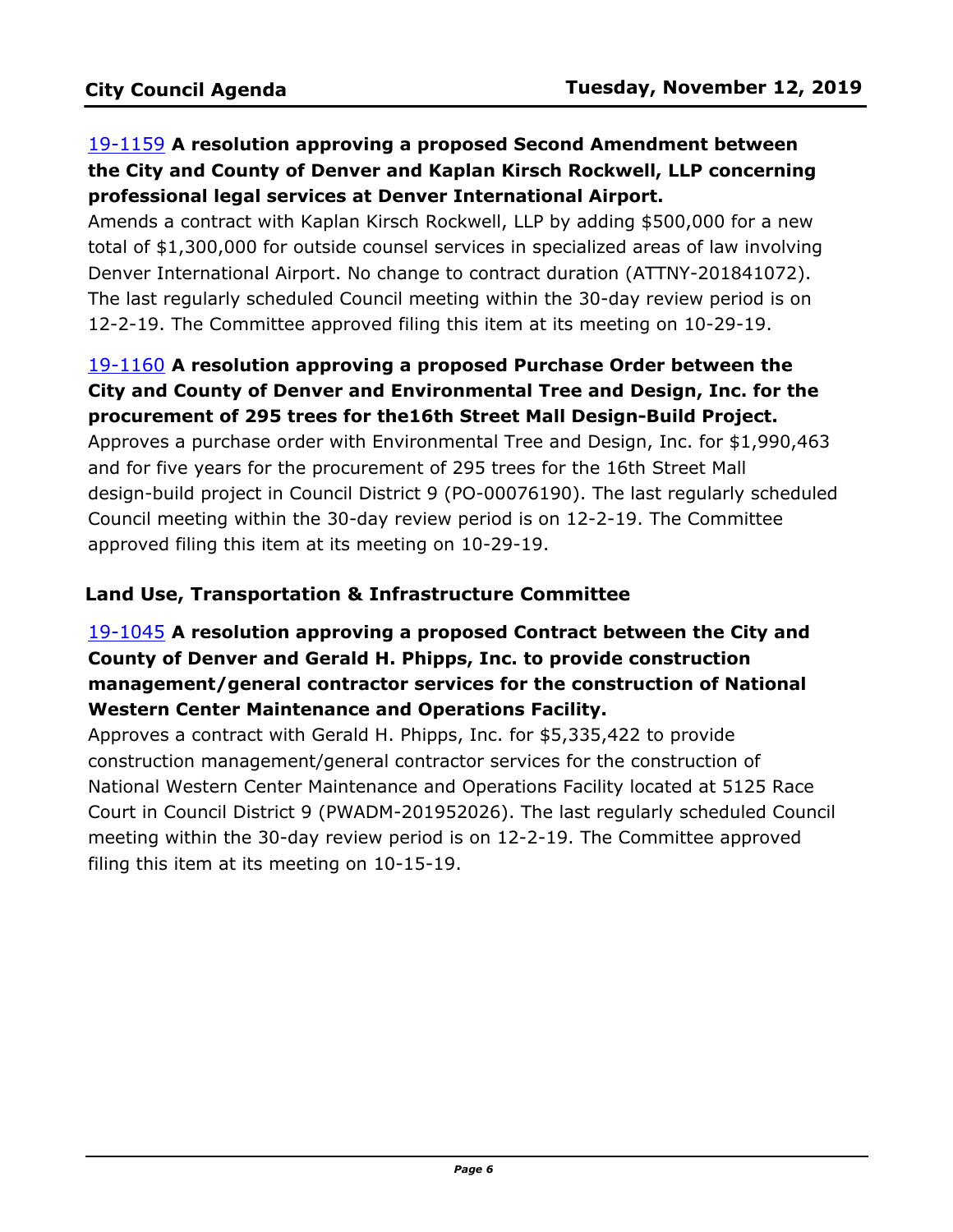**19-1159 A resolution approving a proposed Second Amendment between the City and County of Denver and Kaplan Kirsch Rockwell, LLP concerning professional legal services at Denver International Airport.**

Amends a contract with Kaplan Kirsch Rockwell, LLP by adding $500,000 for a new total of $1,300,000 for outside counsel services in specialized areas of law involving Denver International Airport. No change to contract duration (ATTNY-201841072). The last regularly scheduled Council meeting within the 30-day review period is on 12-2-19. The Committee approved filing this item at its meeting on 10-29-19.

**19-1160 A resolution approving a proposed Purchase Order between the City and County of Denver and Environmental Tree and Design, Inc. for the procurement of 295 trees for the16th Street Mall Design-Build Project.**

Approves a purchase order with Environmental Tree and Design, Inc. for $1,990,463 and for five years for the procurement of 295 trees for the 16th Street Mall design-build project in Council District 9 (PO-00076190). The last regularly scheduled Council meeting within the 30-day review period is on 12-2-19. The Committee approved filing this item at its meeting on 10-29-19.

## Land Use, Transportation & Infrastructure Committee

**19-1045 A resolution approving a proposed Contract between the City and County of Denver and Gerald H. Phipps, Inc. to provide construction management/general contractor services for the construction of National Western Center Maintenance and Operations Facility.**

Approves a contract with Gerald H. Phipps, Inc. for $5,335,422 to provide construction management/general contractor services for the construction of National Western Center Maintenance and Operations Facility located at 5125 Race Court in Council District 9 (PWADM-201952026). The last regularly scheduled Council meeting within the 30-day review period is on 12-2-19. The Committee approved filing this item at its meeting on 10-15-19.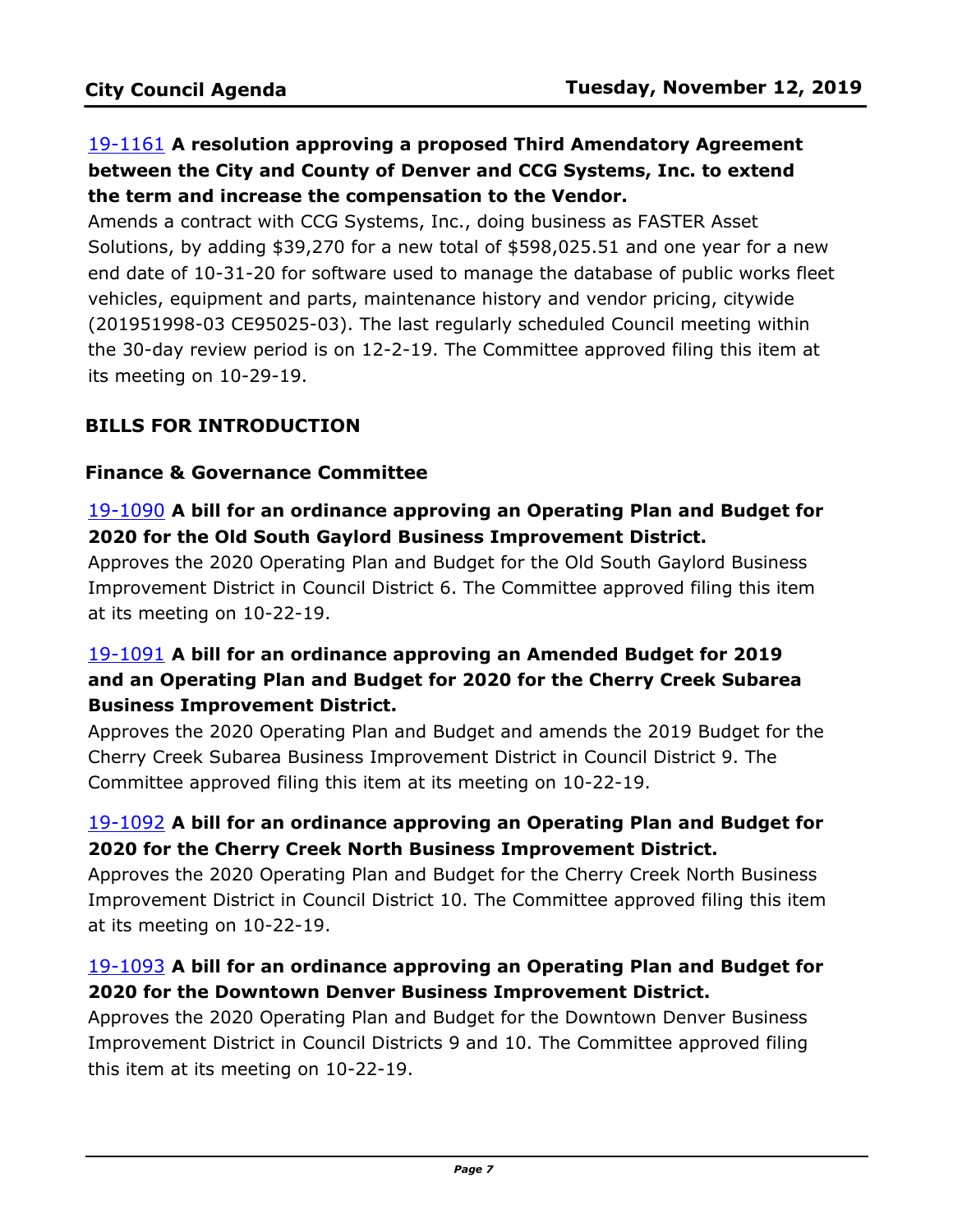**19-1161 A resolution approving a proposed Third Amendatory Agreement between the City and County of Denver and CCG Systems, Inc. to extend the term and increase the compensation to the Vendor.**

Amends a contract with CCG Systems, Inc., doing business as FASTER Asset Solutions, by adding $39,270 for a new total of $598,025.51 and one year for a new end date of 10-31-20 for software used to manage the database of public works fleet vehicles, equipment and parts, maintenance history and vendor pricing, citywide (201951998-03 CE95025-03). The last regularly scheduled Council meeting within the 30-day review period is on 12-2-19. The Committee approved filing this item at its meeting on 10-29-19.

## BILLS FOR INTRODUCTION

### Finance & Governance Committee

**19-1090 A bill for an ordinance approving an Operating Plan and Budget for 2020 for the Old South Gaylord Business Improvement District.**

Approves the 2020 Operating Plan and Budget for the Old South Gaylord Business Improvement District in Council District 6. The Committee approved filing this item at its meeting on 10-22-19.

**19-1091 A bill for an ordinance approving an Amended Budget for 2019 and an Operating Plan and Budget for 2020 for the Cherry Creek Subarea Business Improvement District.**

Approves the 2020 Operating Plan and Budget and amends the 2019 Budget for the Cherry Creek Subarea Business Improvement District in Council District 9. The Committee approved filing this item at its meeting on 10-22-19.

**19-1092 A bill for an ordinance approving an Operating Plan and Budget for 2020 for the Cherry Creek North Business Improvement District.**

Approves the 2020 Operating Plan and Budget for the Cherry Creek North Business Improvement District in Council District 10. The Committee approved filing this item at its meeting on 10-22-19.

**19-1093 A bill for an ordinance approving an Operating Plan and Budget for 2020 for the Downtown Denver Business Improvement District.**

Approves the 2020 Operating Plan and Budget for the Downtown Denver Business Improvement District in Council Districts 9 and 10. The Committee approved filing this item at its meeting on 10-22-19.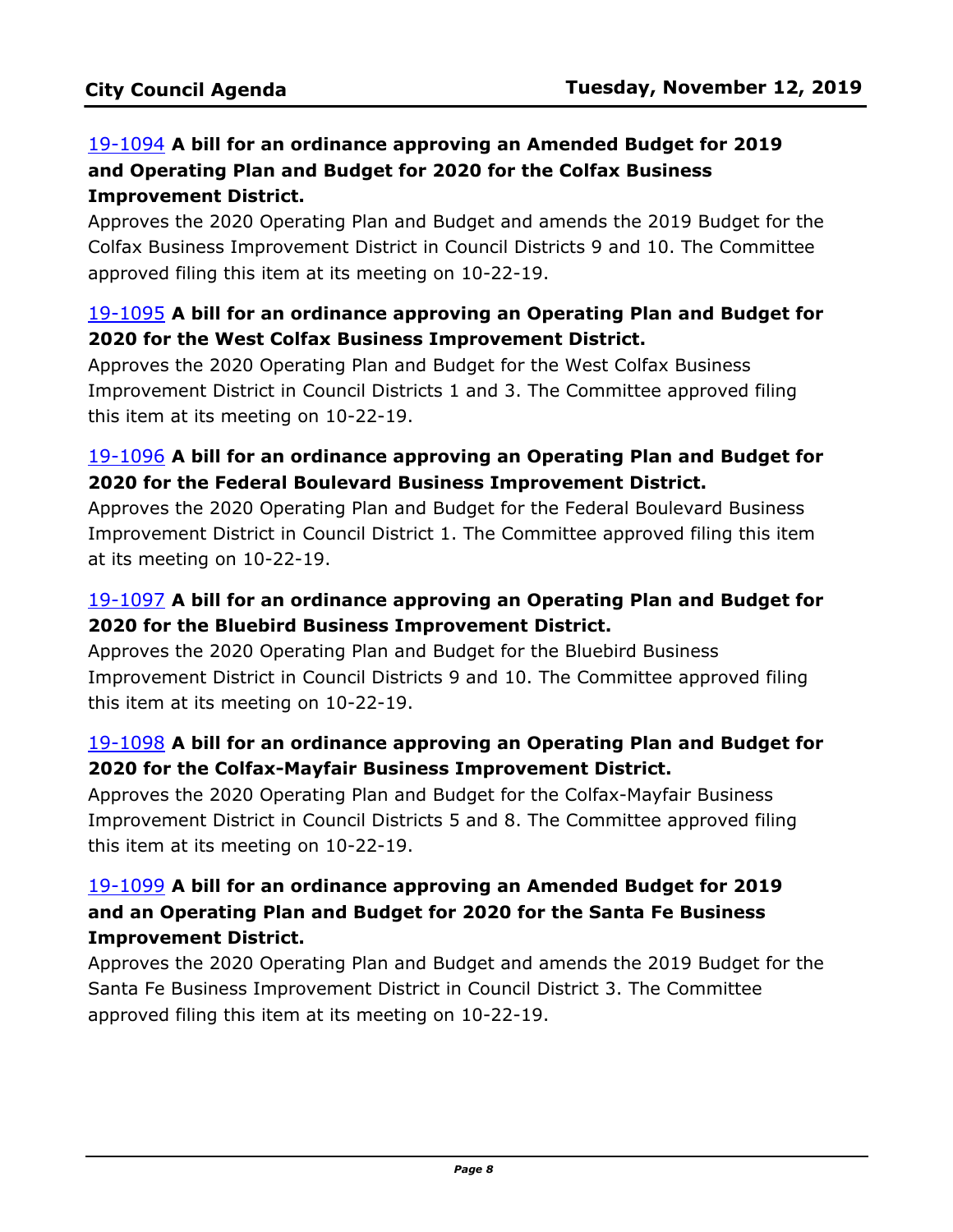**19-1094 A bill for an ordinance approving an Amended Budget for 2019 and Operating Plan and Budget for 2020 for the Colfax Business Improvement District.**

Approves the 2020 Operating Plan and Budget and amends the 2019 Budget for the Colfax Business Improvement District in Council Districts 9 and 10. The Committee approved filing this item at its meeting on 10-22-19.

**19-1095 A bill for an ordinance approving an Operating Plan and Budget for 2020 for the West Colfax Business Improvement District.**

Approves the 2020 Operating Plan and Budget for the West Colfax Business Improvement District in Council Districts 1 and 3. The Committee approved filing this item at its meeting on 10-22-19.

**19-1096 A bill for an ordinance approving an Operating Plan and Budget for 2020 for the Federal Boulevard Business Improvement District.**

Approves the 2020 Operating Plan and Budget for the Federal Boulevard Business Improvement District in Council District 1. The Committee approved filing this item at its meeting on 10-22-19.

**19-1097 A bill for an ordinance approving an Operating Plan and Budget for 2020 for the Bluebird Business Improvement District.**

Approves the 2020 Operating Plan and Budget for the Bluebird Business Improvement District in Council Districts 9 and 10. The Committee approved filing this item at its meeting on 10-22-19.

**19-1098 A bill for an ordinance approving an Operating Plan and Budget for 2020 for the Colfax-Mayfair Business Improvement District.**

Approves the 2020 Operating Plan and Budget for the Colfax-Mayfair Business Improvement District in Council Districts 5 and 8. The Committee approved filing this item at its meeting on 10-22-19.

**19-1099 A bill for an ordinance approving an Amended Budget for 2019 and an Operating Plan and Budget for 2020 for the Santa Fe Business Improvement District.**

Approves the 2020 Operating Plan and Budget and amends the 2019 Budget for the Santa Fe Business Improvement District in Council District 3. The Committee approved filing this item at its meeting on 10-22-19.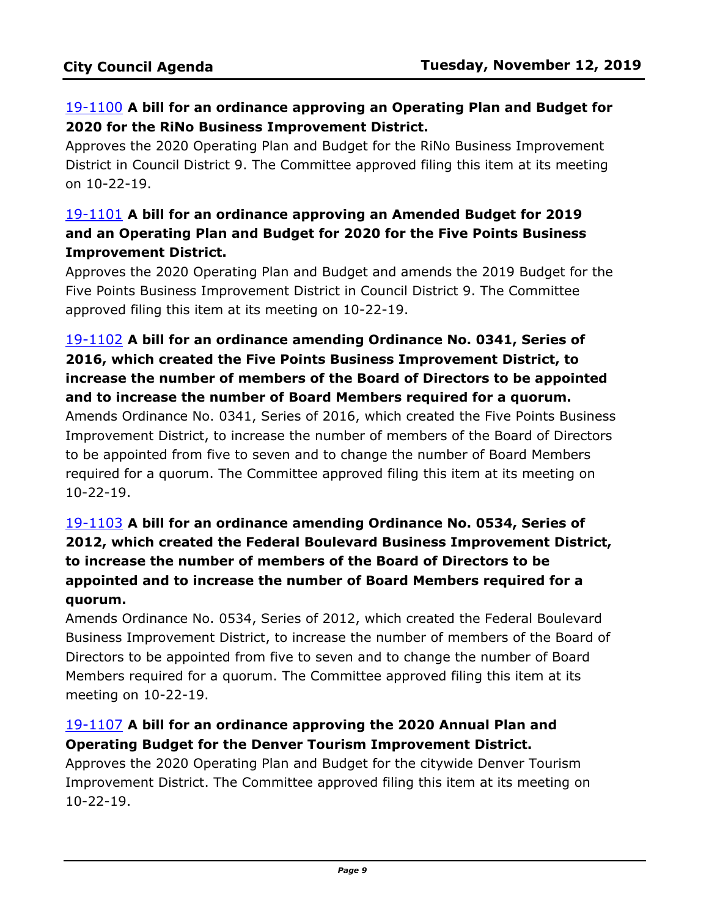[19-1100](#) **A bill for an ordinance approving an Operating Plan and Budget for 2020 for the RiNo Business Improvement District.**

Approves the 2020 Operating Plan and Budget for the RiNo Business Improvement District in Council District 9. The Committee approved filing this item at its meeting on 10-22-19.

[19-1101](#) **A bill for an ordinance approving an Amended Budget for 2019 and an Operating Plan and Budget for 2020 for the Five Points Business Improvement District.**

Approves the 2020 Operating Plan and Budget and amends the 2019 Budget for the Five Points Business Improvement District in Council District 9. The Committee approved filing this item at its meeting on 10-22-19.

[19-1102](#) **A bill for an ordinance amending Ordinance No. 0341, Series of 2016, which created the Five Points Business Improvement District, to increase the number of members of the Board of Directors to be appointed and to increase the number of Board Members required for a quorum.**

Amends Ordinance No. 0341, Series of 2016, which created the Five Points Business Improvement District, to increase the number of members of the Board of Directors to be appointed from five to seven and to change the number of Board Members required for a quorum. The Committee approved filing this item at its meeting on 10-22-19.

[19-1103](#) **A bill for an ordinance amending Ordinance No. 0534, Series of 2012, which created the Federal Boulevard Business Improvement District, to increase the number of members of the Board of Directors to be appointed and to increase the number of Board Members required for a quorum.**

Amends Ordinance No. 0534, Series of 2012, which created the Federal Boulevard Business Improvement District, to increase the number of members of the Board of Directors to be appointed from five to seven and to change the number of Board Members required for a quorum. The Committee approved filing this item at its meeting on 10-22-19.

[19-1107](#) **A bill for an ordinance approving the 2020 Annual Plan and Operating Budget for the Denver Tourism Improvement District.**

Approves the 2020 Operating Plan and Budget for the citywide Denver Tourism Improvement District. The Committee approved filing this item at its meeting on 10-22-19.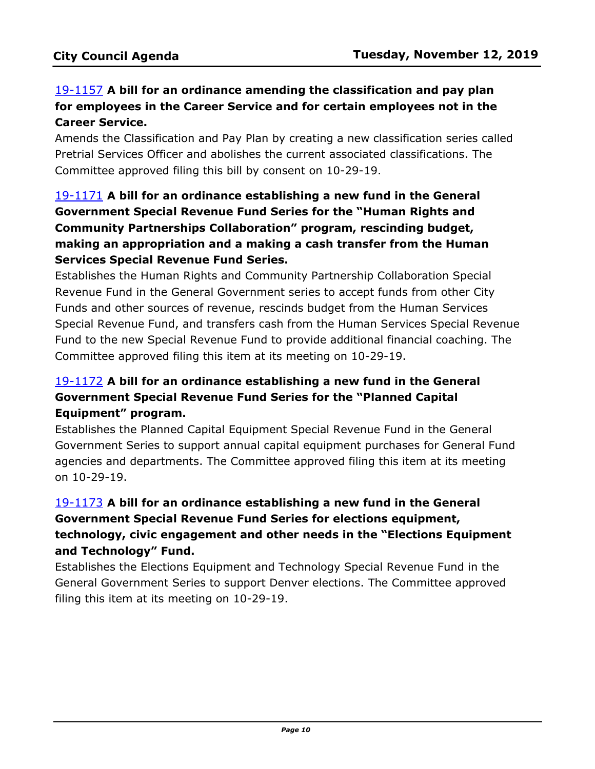[19-1157](#) **A bill for an ordinance amending the classification and pay plan for employees in the Career Service and for certain employees not in the Career Service.**

Amends the Classification and Pay Plan by creating a new classification series called Pretrial Services Officer and abolishes the current associated classifications. The Committee approved filing this bill by consent on 10-29-19.

[19-1171](#) **A bill for an ordinance establishing a new fund in the General Government Special Revenue Fund Series for the "Human Rights and Community Partnerships Collaboration" program, rescinding budget, making an appropriation and a making a cash transfer from the Human Services Special Revenue Fund Series.**

Establishes the Human Rights and Community Partnership Collaboration Special Revenue Fund in the General Government series to accept funds from other City Funds and other sources of revenue, rescinds budget from the Human Services Special Revenue Fund, and transfers cash from the Human Services Special Revenue Fund to the new Special Revenue Fund to provide additional financial coaching. The Committee approved filing this item at its meeting on 10-29-19.

[19-1172](#) **A bill for an ordinance establishing a new fund in the General Government Special Revenue Fund Series for the "Planned Capital Equipment" program.**

Establishes the Planned Capital Equipment Special Revenue Fund in the General Government Series to support annual capital equipment purchases for General Fund agencies and departments. The Committee approved filing this item at its meeting on 10-29-19.

[19-1173](#) **A bill for an ordinance establishing a new fund in the General Government Special Revenue Fund Series for elections equipment, technology, civic engagement and other needs in the "Elections Equipment and Technology" Fund.**

Establishes the Elections Equipment and Technology Special Revenue Fund in the General Government Series to support Denver elections. The Committee approved filing this item at its meeting on 10-29-19.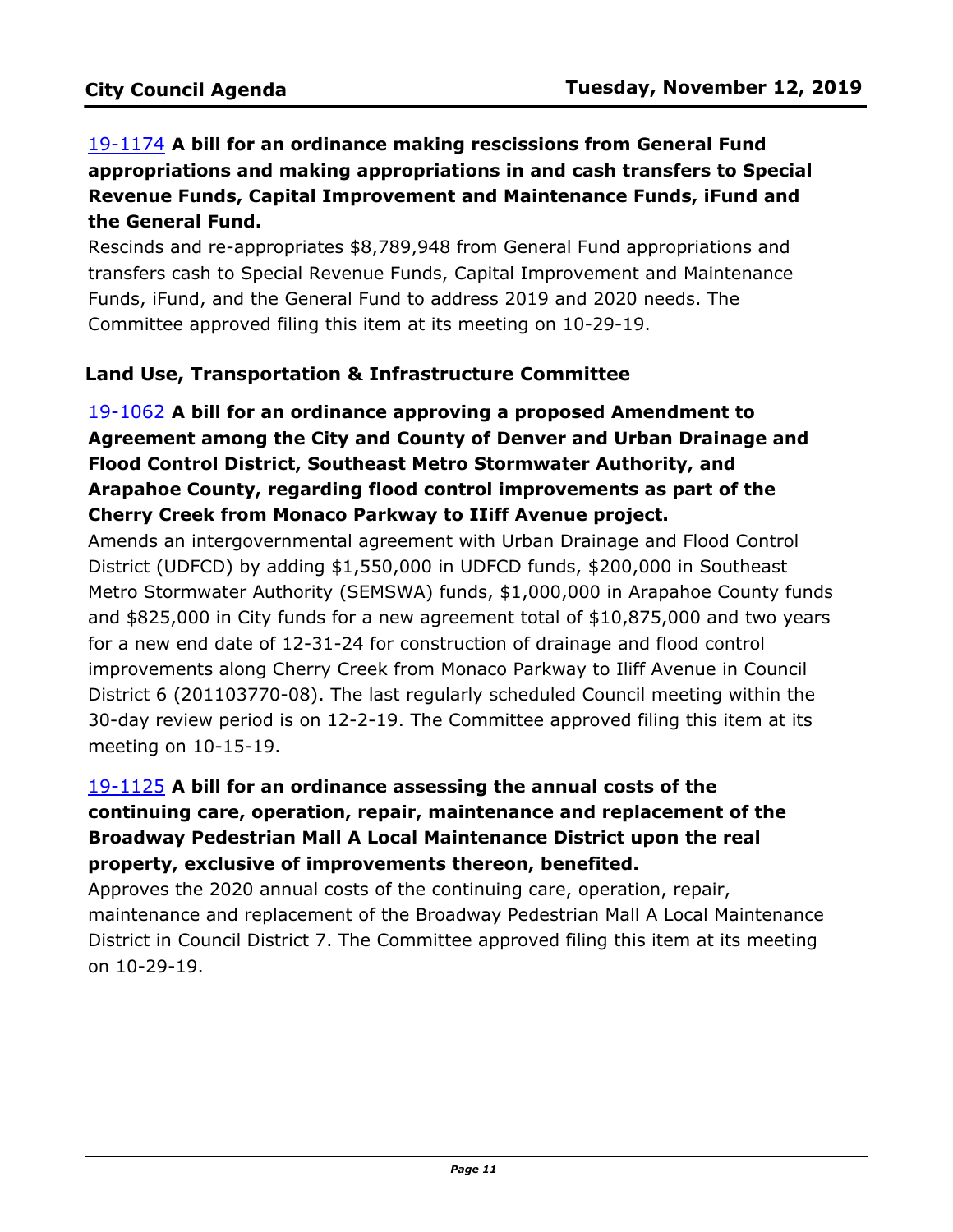**19-1174 A bill for an ordinance making rescissions from General Fund appropriations and making appropriations in and cash transfers to Special Revenue Funds, Capital Improvement and Maintenance Funds, iFund and the General Fund.**

Rescinds and re-appropriates $8,789,948 from General Fund appropriations and transfers cash to Special Revenue Funds, Capital Improvement and Maintenance Funds, iFund, and the General Fund to address 2019 and 2020 needs. The Committee approved filing this item at its meeting on 10-29-19.

### Land Use, Transportation & Infrastructure Committee

**19-1062 A bill for an ordinance approving a proposed Amendment to Agreement among the City and County of Denver and Urban Drainage and Flood Control District, Southeast Metro Stormwater Authority, and Arapahoe County, regarding flood control improvements as part of the Cherry Creek from Monaco Parkway to IIiff Avenue project.**

Amends an intergovernmental agreement with Urban Drainage and Flood Control District (UDFCD) by adding $1,550,000 in UDFCD funds, $200,000 in Southeast Metro Stormwater Authority (SEMSWA) funds, $1,000,000 in Arapahoe County funds and $825,000 in City funds for a new agreement total of $10,875,000 and two years for a new end date of 12-31-24 for construction of drainage and flood control improvements along Cherry Creek from Monaco Parkway to Iliff Avenue in Council District 6 (201103770-08). The last regularly scheduled Council meeting within the 30-day review period is on 12-2-19. The Committee approved filing this item at its meeting on 10-15-19.

**19-1125 A bill for an ordinance assessing the annual costs of the continuing care, operation, repair, maintenance and replacement of the Broadway Pedestrian Mall A Local Maintenance District upon the real property, exclusive of improvements thereon, benefited.**

Approves the 2020 annual costs of the continuing care, operation, repair, maintenance and replacement of the Broadway Pedestrian Mall A Local Maintenance District in Council District 7. The Committee approved filing this item at its meeting on 10-29-19.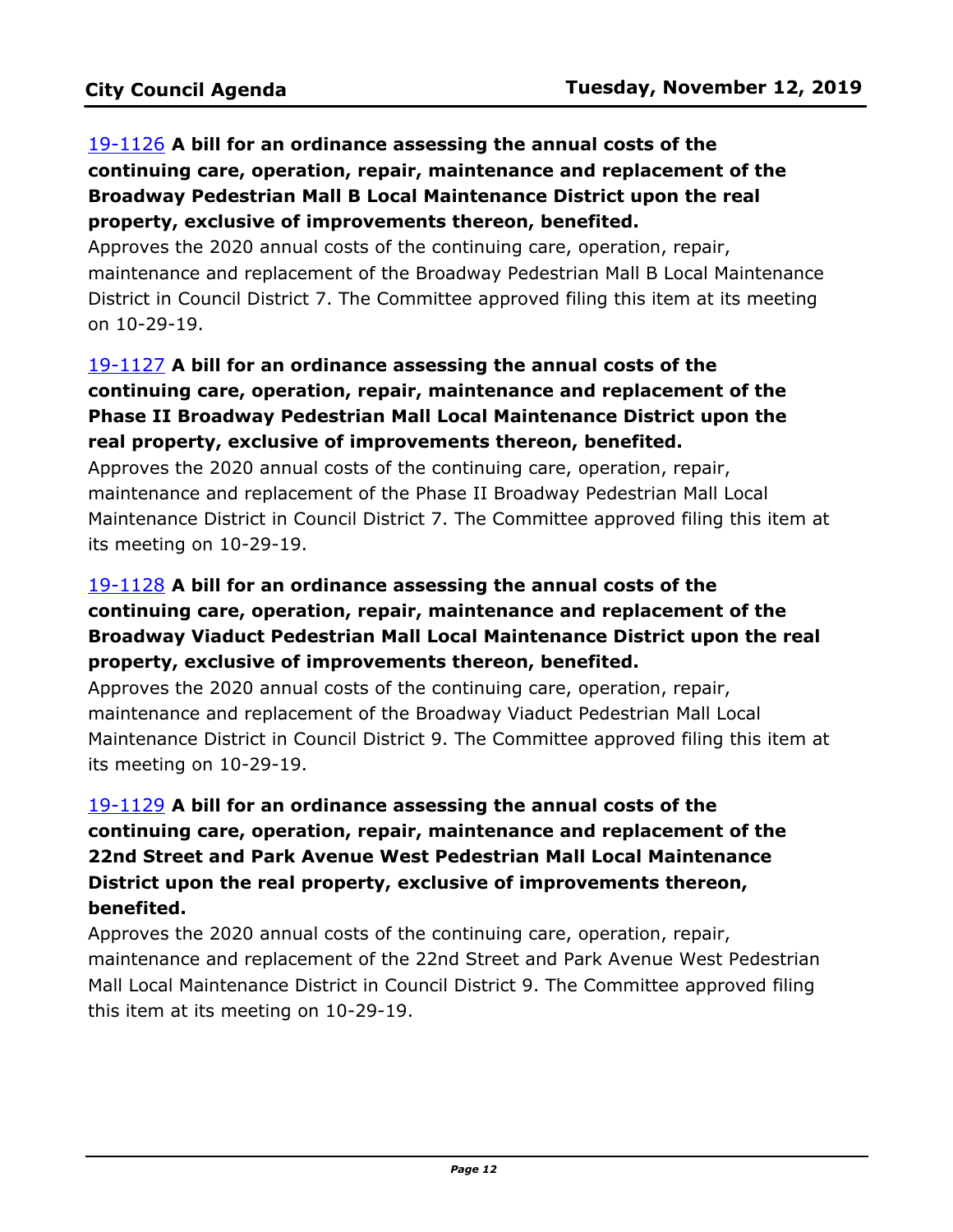19-1126 **A bill for an ordinance assessing the annual costs of the continuing care, operation, repair, maintenance and replacement of the Broadway Pedestrian Mall B Local Maintenance District upon the real property, exclusive of improvements thereon, benefited.**

Approves the 2020 annual costs of the continuing care, operation, repair, maintenance and replacement of the Broadway Pedestrian Mall B Local Maintenance District in Council District 7. The Committee approved filing this item at its meeting on 10-29-19.

19-1127 **A bill for an ordinance assessing the annual costs of the continuing care, operation, repair, maintenance and replacement of the Phase II Broadway Pedestrian Mall Local Maintenance District upon the real property, exclusive of improvements thereon, benefited.**

Approves the 2020 annual costs of the continuing care, operation, repair, maintenance and replacement of the Phase II Broadway Pedestrian Mall Local Maintenance District in Council District 7. The Committee approved filing this item at its meeting on 10-29-19.

19-1128 **A bill for an ordinance assessing the annual costs of the continuing care, operation, repair, maintenance and replacement of the Broadway Viaduct Pedestrian Mall Local Maintenance District upon the real property, exclusive of improvements thereon, benefited.**

Approves the 2020 annual costs of the continuing care, operation, repair, maintenance and replacement of the Broadway Viaduct Pedestrian Mall Local Maintenance District in Council District 9. The Committee approved filing this item at its meeting on 10-29-19.

19-1129 **A bill for an ordinance assessing the annual costs of the continuing care, operation, repair, maintenance and replacement of the 22nd Street and Park Avenue West Pedestrian Mall Local Maintenance District upon the real property, exclusive of improvements thereon, benefited.**

Approves the 2020 annual costs of the continuing care, operation, repair, maintenance and replacement of the 22nd Street and Park Avenue West Pedestrian Mall Local Maintenance District in Council District 9. The Committee approved filing this item at its meeting on 10-29-19.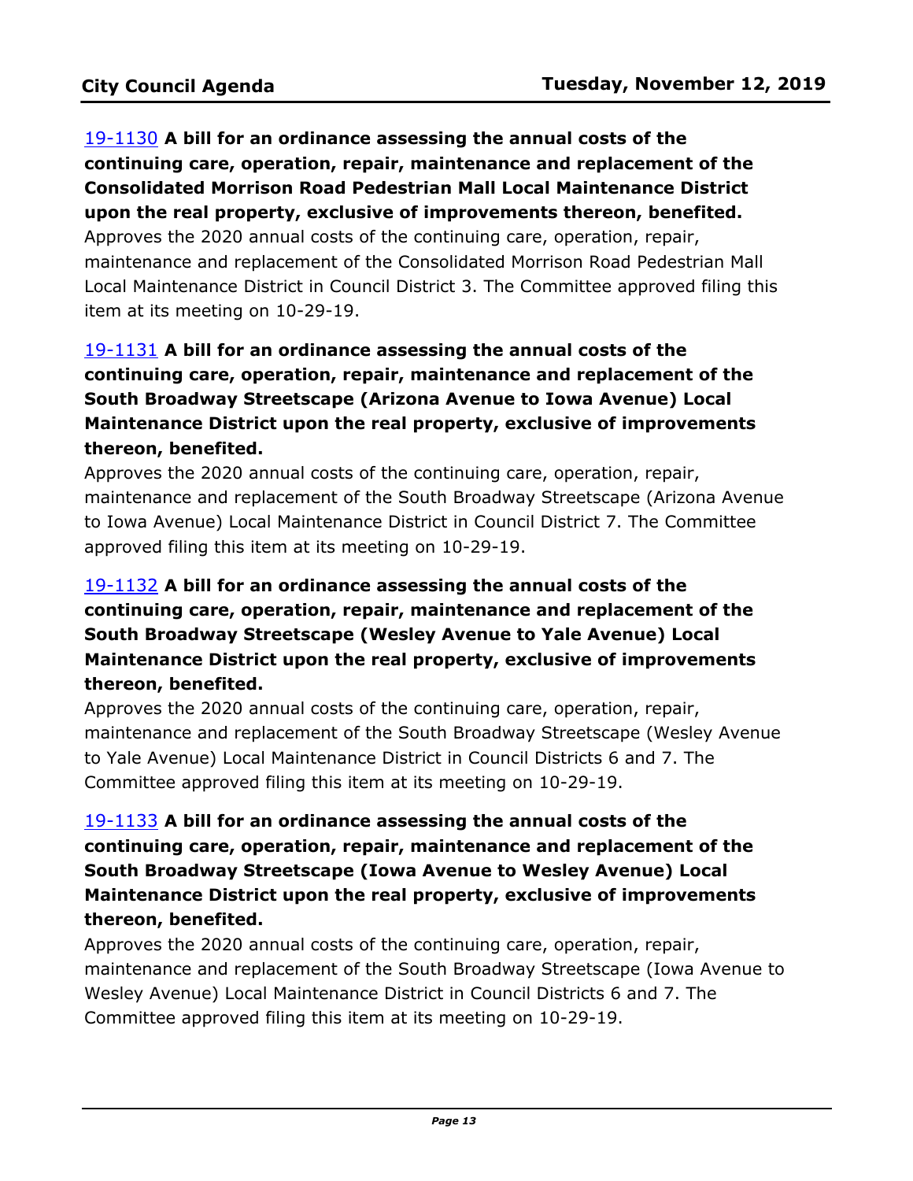19-1130 **A bill for an ordinance assessing the annual costs of the continuing care, operation, repair, maintenance and replacement of the Consolidated Morrison Road Pedestrian Mall Local Maintenance District upon the real property, exclusive of improvements thereon, benefited.**
Approves the 2020 annual costs of the continuing care, operation, repair, maintenance and replacement of the Consolidated Morrison Road Pedestrian Mall Local Maintenance District in Council District 3. The Committee approved filing this item at its meeting on 10-29-19.

19-1131 **A bill for an ordinance assessing the annual costs of the continuing care, operation, repair, maintenance and replacement of the South Broadway Streetscape (Arizona Avenue to Iowa Avenue) Local Maintenance District upon the real property, exclusive of improvements thereon, benefited.**
Approves the 2020 annual costs of the continuing care, operation, repair, maintenance and replacement of the South Broadway Streetscape (Arizona Avenue to Iowa Avenue) Local Maintenance District in Council District 7. The Committee approved filing this item at its meeting on 10-29-19.

19-1132 **A bill for an ordinance assessing the annual costs of the continuing care, operation, repair, maintenance and replacement of the South Broadway Streetscape (Wesley Avenue to Yale Avenue) Local Maintenance District upon the real property, exclusive of improvements thereon, benefited.**
Approves the 2020 annual costs of the continuing care, operation, repair, maintenance and replacement of the South Broadway Streetscape (Wesley Avenue to Yale Avenue) Local Maintenance District in Council Districts 6 and 7. The Committee approved filing this item at its meeting on 10-29-19.

19-1133 **A bill for an ordinance assessing the annual costs of the continuing care, operation, repair, maintenance and replacement of the South Broadway Streetscape (Iowa Avenue to Wesley Avenue) Local Maintenance District upon the real property, exclusive of improvements thereon, benefited.**
Approves the 2020 annual costs of the continuing care, operation, repair, maintenance and replacement of the South Broadway Streetscape (Iowa Avenue to Wesley Avenue) Local Maintenance District in Council Districts 6 and 7. The Committee approved filing this item at its meeting on 10-29-19.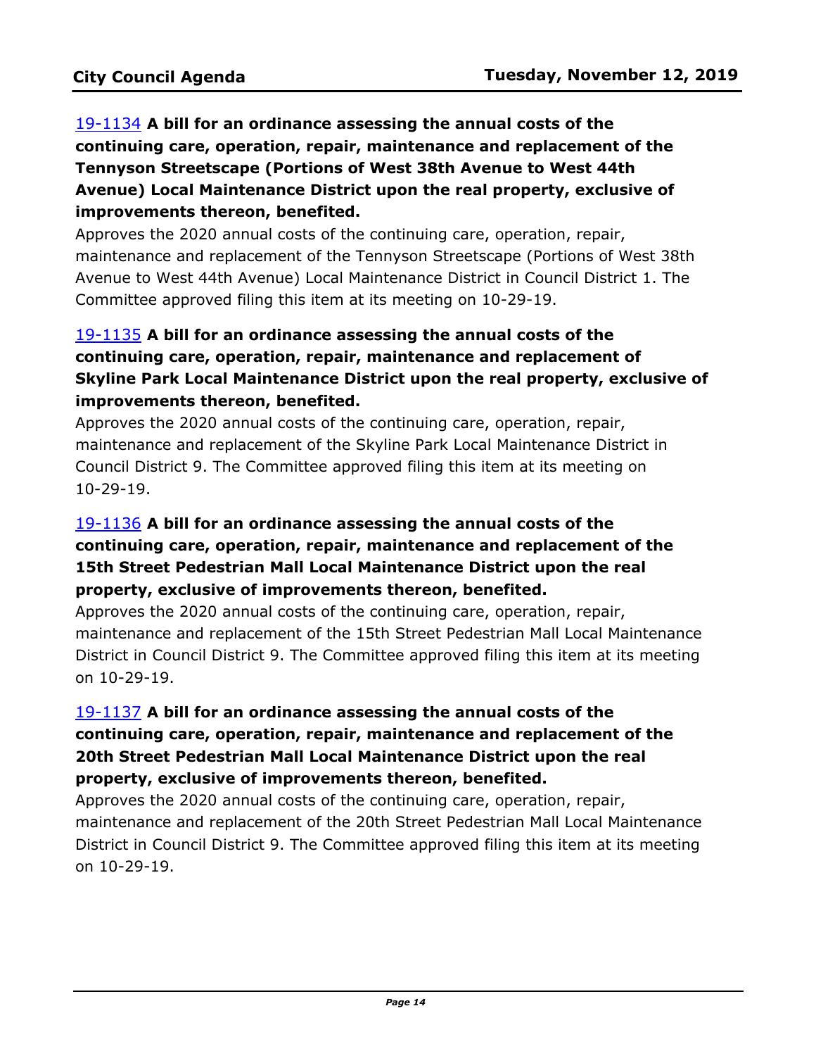19-1134 **A bill for an ordinance assessing the annual costs of the continuing care, operation, repair, maintenance and replacement of the Tennyson Streetscape (Portions of West 38th Avenue to West 44th Avenue) Local Maintenance District upon the real property, exclusive of improvements thereon, benefited.**

Approves the 2020 annual costs of the continuing care, operation, repair, maintenance and replacement of the Tennyson Streetscape (Portions of West 38th Avenue to West 44th Avenue) Local Maintenance District in Council District 1. The Committee approved filing this item at its meeting on 10-29-19.

19-1135 **A bill for an ordinance assessing the annual costs of the continuing care, operation, repair, maintenance and replacement of Skyline Park Local Maintenance District upon the real property, exclusive of improvements thereon, benefited.**

Approves the 2020 annual costs of the continuing care, operation, repair, maintenance and replacement of the Skyline Park Local Maintenance District in Council District 9. The Committee approved filing this item at its meeting on 10-29-19.

19-1136 **A bill for an ordinance assessing the annual costs of the continuing care, operation, repair, maintenance and replacement of the 15th Street Pedestrian Mall Local Maintenance District upon the real property, exclusive of improvements thereon, benefited.**

Approves the 2020 annual costs of the continuing care, operation, repair, maintenance and replacement of the 15th Street Pedestrian Mall Local Maintenance District in Council District 9. The Committee approved filing this item at its meeting on 10-29-19.

19-1137 **A bill for an ordinance assessing the annual costs of the continuing care, operation, repair, maintenance and replacement of the 20th Street Pedestrian Mall Local Maintenance District upon the real property, exclusive of improvements thereon, benefited.**

Approves the 2020 annual costs of the continuing care, operation, repair, maintenance and replacement of the 20th Street Pedestrian Mall Local Maintenance District in Council District 9. The Committee approved filing this item at its meeting on 10-29-19.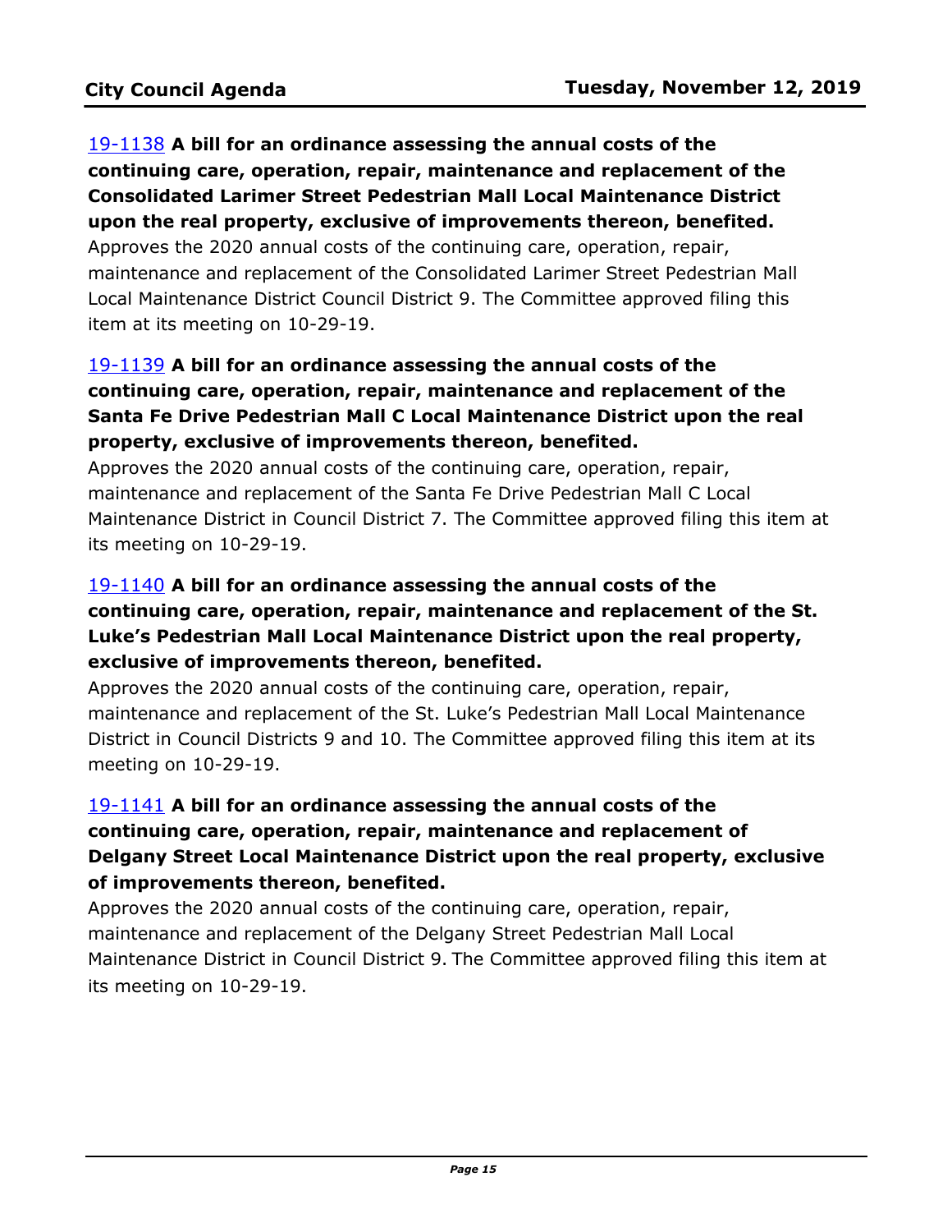[19-1138](#) **A bill for an ordinance assessing the annual costs of the continuing care, operation, repair, maintenance and replacement of the Consolidated Larimer Street Pedestrian Mall Local Maintenance District upon the real property, exclusive of improvements thereon, benefited.**
Approves the 2020 annual costs of the continuing care, operation, repair, maintenance and replacement of the Consolidated Larimer Street Pedestrian Mall Local Maintenance District Council District 9. The Committee approved filing this item at its meeting on 10-29-19.

[19-1139](#) **A bill for an ordinance assessing the annual costs of the continuing care, operation, repair, maintenance and replacement of the Santa Fe Drive Pedestrian Mall C Local Maintenance District upon the real property, exclusive of improvements thereon, benefited.**
Approves the 2020 annual costs of the continuing care, operation, repair, maintenance and replacement of the Santa Fe Drive Pedestrian Mall C Local Maintenance District in Council District 7. The Committee approved filing this item at its meeting on 10-29-19.

[19-1140](#) **A bill for an ordinance assessing the annual costs of the continuing care, operation, repair, maintenance and replacement of the St. Luke's Pedestrian Mall Local Maintenance District upon the real property, exclusive of improvements thereon, benefited.**
Approves the 2020 annual costs of the continuing care, operation, repair, maintenance and replacement of the St. Luke's Pedestrian Mall Local Maintenance District in Council Districts 9 and 10. The Committee approved filing this item at its meeting on 10-29-19.

[19-1141](#) **A bill for an ordinance assessing the annual costs of the continuing care, operation, repair, maintenance and replacement of Delgany Street Local Maintenance District upon the real property, exclusive of improvements thereon, benefited.**
Approves the 2020 annual costs of the continuing care, operation, repair, maintenance and replacement of the Delgany Street Pedestrian Mall Local Maintenance District in Council District 9. The Committee approved filing this item at its meeting on 10-29-19.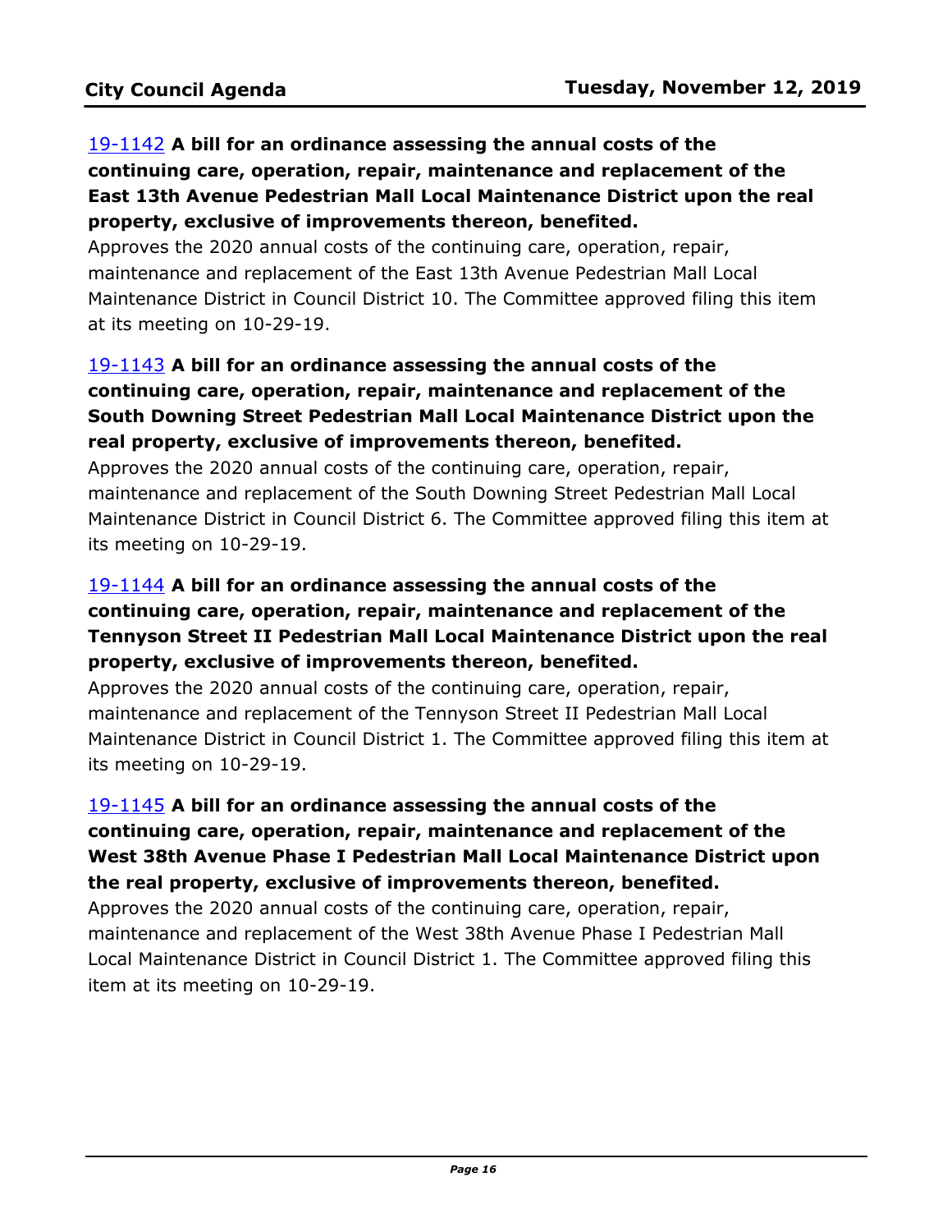**19-1142 A bill for an ordinance assessing the annual costs of the continuing care, operation, repair, maintenance and replacement of the East 13th Avenue Pedestrian Mall Local Maintenance District upon the real property, exclusive of improvements thereon, benefited.**

Approves the 2020 annual costs of the continuing care, operation, repair, maintenance and replacement of the East 13th Avenue Pedestrian Mall Local Maintenance District in Council District 10. The Committee approved filing this item at its meeting on 10-29-19.

**19-1143 A bill for an ordinance assessing the annual costs of the continuing care, operation, repair, maintenance and replacement of the South Downing Street Pedestrian Mall Local Maintenance District upon the real property, exclusive of improvements thereon, benefited.**

Approves the 2020 annual costs of the continuing care, operation, repair, maintenance and replacement of the South Downing Street Pedestrian Mall Local Maintenance District in Council District 6. The Committee approved filing this item at its meeting on 10-29-19.

**19-1144 A bill for an ordinance assessing the annual costs of the continuing care, operation, repair, maintenance and replacement of the Tennyson Street II Pedestrian Mall Local Maintenance District upon the real property, exclusive of improvements thereon, benefited.**

Approves the 2020 annual costs of the continuing care, operation, repair, maintenance and replacement of the Tennyson Street II Pedestrian Mall Local Maintenance District in Council District 1. The Committee approved filing this item at its meeting on 10-29-19.

**19-1145 A bill for an ordinance assessing the annual costs of the continuing care, operation, repair, maintenance and replacement of the West 38th Avenue Phase I Pedestrian Mall Local Maintenance District upon the real property, exclusive of improvements thereon, benefited.**

Approves the 2020 annual costs of the continuing care, operation, repair, maintenance and replacement of the West 38th Avenue Phase I Pedestrian Mall Local Maintenance District in Council District 1. The Committee approved filing this item at its meeting on 10-29-19.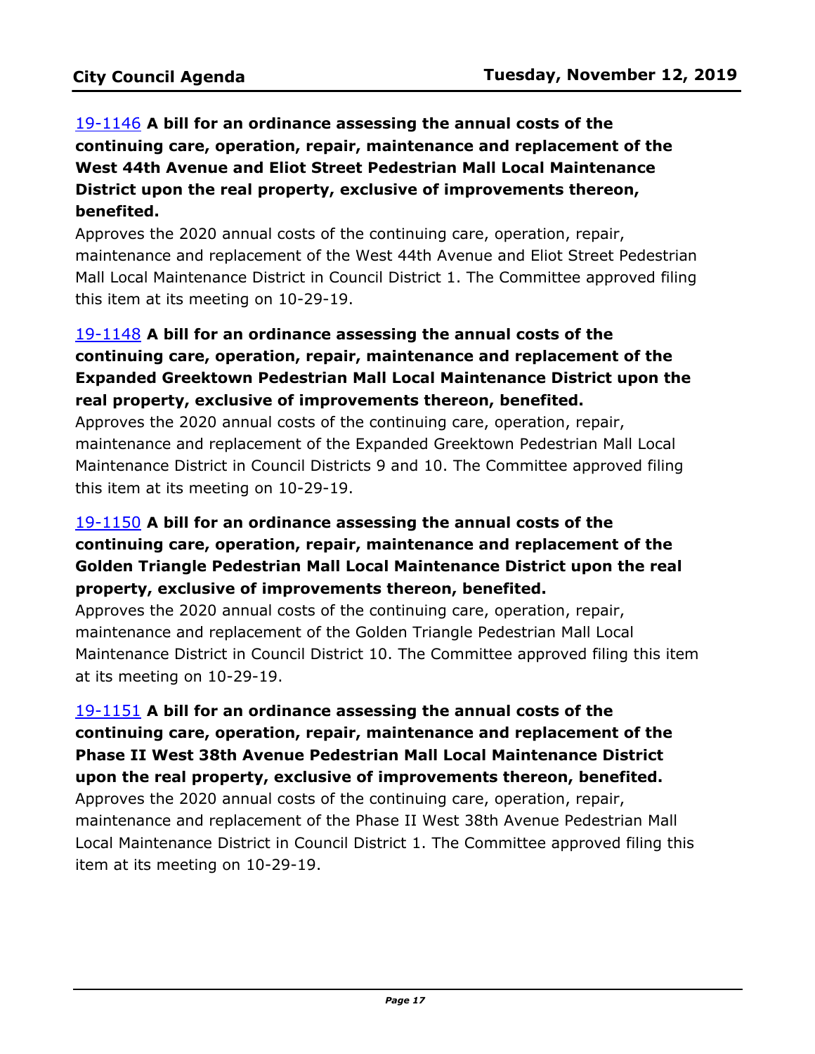**19-1146 A bill for an ordinance assessing the annual costs of the continuing care, operation, repair, maintenance and replacement of the West 44th Avenue and Eliot Street Pedestrian Mall Local Maintenance District upon the real property, exclusive of improvements thereon, benefited.**

Approves the 2020 annual costs of the continuing care, operation, repair, maintenance and replacement of the West 44th Avenue and Eliot Street Pedestrian Mall Local Maintenance District in Council District 1. The Committee approved filing this item at its meeting on 10-29-19.

**19-1148 A bill for an ordinance assessing the annual costs of the continuing care, operation, repair, maintenance and replacement of the Expanded Greektown Pedestrian Mall Local Maintenance District upon the real property, exclusive of improvements thereon, benefited.**

Approves the 2020 annual costs of the continuing care, operation, repair, maintenance and replacement of the Expanded Greektown Pedestrian Mall Local Maintenance District in Council Districts 9 and 10. The Committee approved filing this item at its meeting on 10-29-19.

**19-1150 A bill for an ordinance assessing the annual costs of the continuing care, operation, repair, maintenance and replacement of the Golden Triangle Pedestrian Mall Local Maintenance District upon the real property, exclusive of improvements thereon, benefited.**

Approves the 2020 annual costs of the continuing care, operation, repair, maintenance and replacement of the Golden Triangle Pedestrian Mall Local Maintenance District in Council District 10. The Committee approved filing this item at its meeting on 10-29-19.

**19-1151 A bill for an ordinance assessing the annual costs of the continuing care, operation, repair, maintenance and replacement of the Phase II West 38th Avenue Pedestrian Mall Local Maintenance District upon the real property, exclusive of improvements thereon, benefited.**

Approves the 2020 annual costs of the continuing care, operation, repair, maintenance and replacement of the Phase II West 38th Avenue Pedestrian Mall Local Maintenance District in Council District 1. The Committee approved filing this item at its meeting on 10-29-19.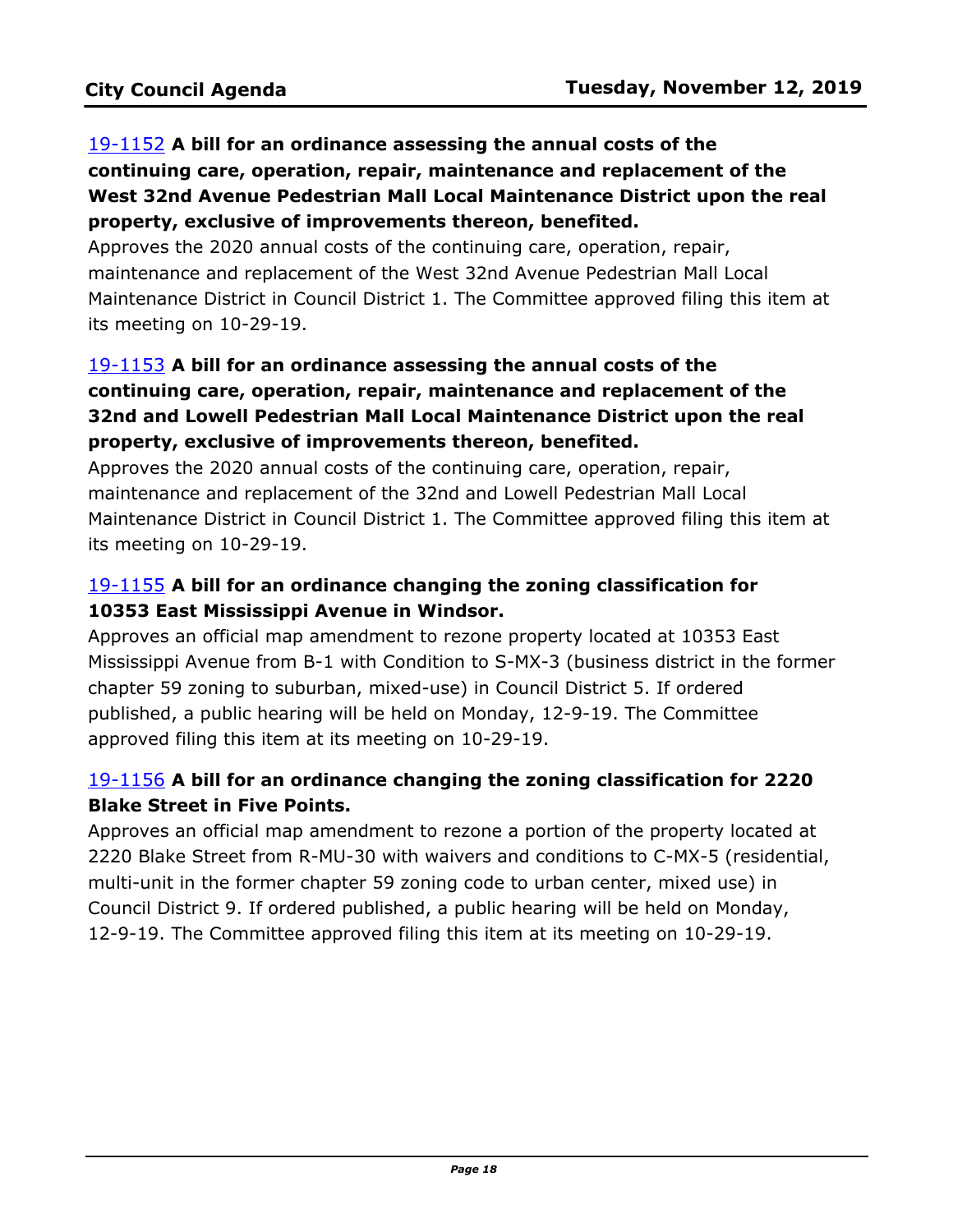**19-1152 A bill for an ordinance assessing the annual costs of the continuing care, operation, repair, maintenance and replacement of the West 32nd Avenue Pedestrian Mall Local Maintenance District upon the real property, exclusive of improvements thereon, benefited.**

Approves the 2020 annual costs of the continuing care, operation, repair, maintenance and replacement of the West 32nd Avenue Pedestrian Mall Local Maintenance District in Council District 1. The Committee approved filing this item at its meeting on 10-29-19.

**19-1153 A bill for an ordinance assessing the annual costs of the continuing care, operation, repair, maintenance and replacement of the 32nd and Lowell Pedestrian Mall Local Maintenance District upon the real property, exclusive of improvements thereon, benefited.**

Approves the 2020 annual costs of the continuing care, operation, repair, maintenance and replacement of the 32nd and Lowell Pedestrian Mall Local Maintenance District in Council District 1. The Committee approved filing this item at its meeting on 10-29-19.

**19-1155 A bill for an ordinance changing the zoning classification for 10353 East Mississippi Avenue in Windsor.**

Approves an official map amendment to rezone property located at 10353 East Mississippi Avenue from B-1 with Condition to S-MX-3 (business district in the former chapter 59 zoning to suburban, mixed-use) in Council District 5. If ordered published, a public hearing will be held on Monday, 12-9-19. The Committee approved filing this item at its meeting on 10-29-19.

**19-1156 A bill for an ordinance changing the zoning classification for 2220 Blake Street in Five Points.**

Approves an official map amendment to rezone a portion of the property located at 2220 Blake Street from R-MU-30 with waivers and conditions to C-MX-5 (residential, multi-unit in the former chapter 59 zoning code to urban center, mixed use) in Council District 9. If ordered published, a public hearing will be held on Monday, 12-9-19. The Committee approved filing this item at its meeting on 10-29-19.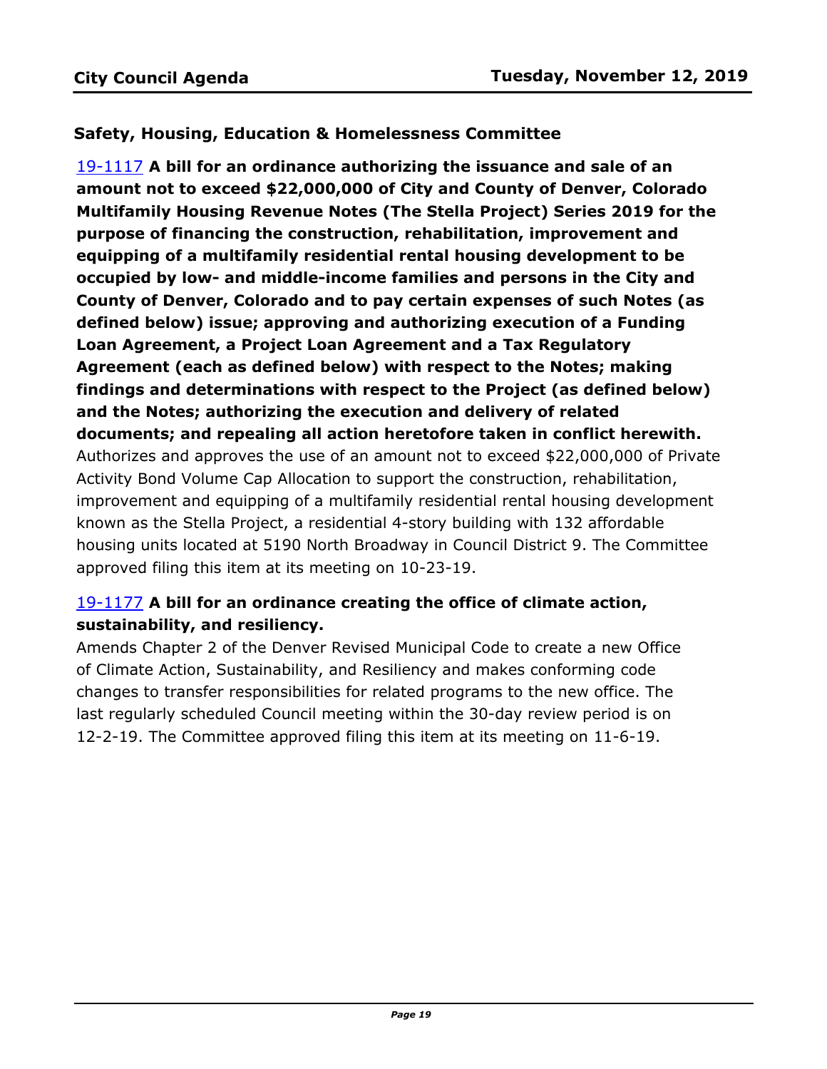### Safety, Housing, Education & Homelessness Committee

[19-1117](19-1117) **A bill for an ordinance authorizing the issuance and sale of an amount not to exceed $22,000,000 of City and County of Denver, Colorado Multifamily Housing Revenue Notes (The Stella Project) Series 2019 for the purpose of financing the construction, rehabilitation, improvement and equipping of a multifamily residential rental housing development to be occupied by low- and middle-income families and persons in the City and County of Denver, Colorado and to pay certain expenses of such Notes (as defined below) issue; approving and authorizing execution of a Funding Loan Agreement, a Project Loan Agreement and a Tax Regulatory Agreement (each as defined below) with respect to the Notes; making findings and determinations with respect to the Project (as defined below) and the Notes; authorizing the execution and delivery of related documents; and repealing all action heretofore taken in conflict herewith.**

Authorizes and approves the use of an amount not to exceed $22,000,000 of Private Activity Bond Volume Cap Allocation to support the construction, rehabilitation, improvement and equipping of a multifamily residential rental housing development known as the Stella Project, a residential 4-story building with 132 affordable housing units located at 5190 North Broadway in Council District 9. The Committee approved filing this item at its meeting on 10-23-19.

[19-1177](19-1177) **A bill for an ordinance creating the office of climate action, sustainability, and resiliency.**

Amends Chapter 2 of the Denver Revised Municipal Code to create a new Office of Climate Action, Sustainability, and Resiliency and makes conforming code changes to transfer responsibilities for related programs to the new office. The last regularly scheduled Council meeting within the 30-day review period is on 12-2-19. The Committee approved filing this item at its meeting on 11-6-19.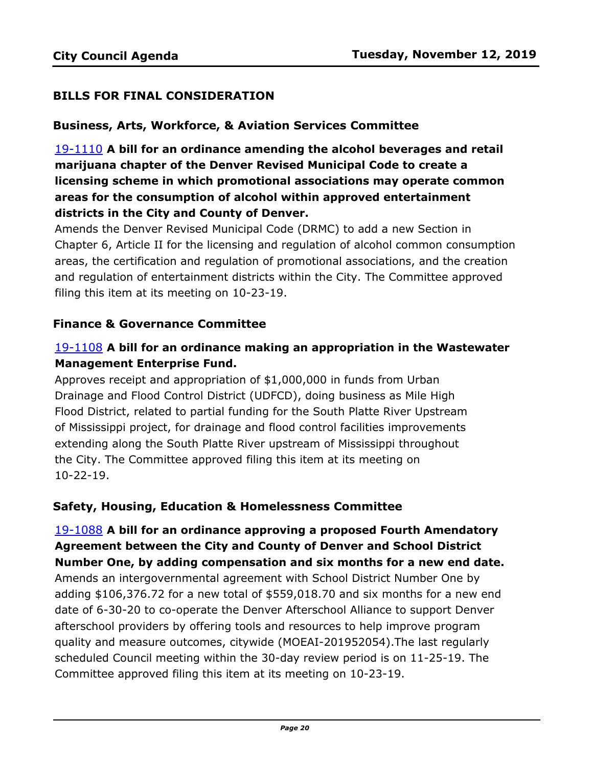## BILLS FOR FINAL CONSIDERATION

### Business, Arts, Workforce, & Aviation Services Committee

19-1110 **A bill for an ordinance amending the alcohol beverages and retail marijuana chapter of the Denver Revised Municipal Code to create a licensing scheme in which promotional associations may operate common areas for the consumption of alcohol within approved entertainment districts in the City and County of Denver.**

Amends the Denver Revised Municipal Code (DRMC) to add a new Section in Chapter 6, Article II for the licensing and regulation of alcohol common consumption areas, the certification and regulation of promotional associations, and the creation and regulation of entertainment districts within the City. The Committee approved filing this item at its meeting on 10-23-19.

### Finance & Governance Committee

19-1108 **A bill for an ordinance making an appropriation in the Wastewater Management Enterprise Fund.**

Approves receipt and appropriation of $1,000,000 in funds from Urban Drainage and Flood Control District (UDFCD), doing business as Mile High Flood District, related to partial funding for the South Platte River Upstream of Mississippi project, for drainage and flood control facilities improvements extending along the South Platte River upstream of Mississippi throughout the City. The Committee approved filing this item at its meeting on 10-22-19.

### Safety, Housing, Education & Homelessness Committee

19-1088 **A bill for an ordinance approving a proposed Fourth Amendatory Agreement between the City and County of Denver and School District Number One, by adding compensation and six months for a new end date.**

Amends an intergovernmental agreement with School District Number One by adding $106,376.72 for a new total of $559,018.70 and six months for a new end date of 6-30-20 to co-operate the Denver Afterschool Alliance to support Denver afterschool providers by offering tools and resources to help improve program quality and measure outcomes, citywide (MOEAI-201952054).The last regularly scheduled Council meeting within the 30-day review period is on 11-25-19. The Committee approved filing this item at its meeting on 10-23-19.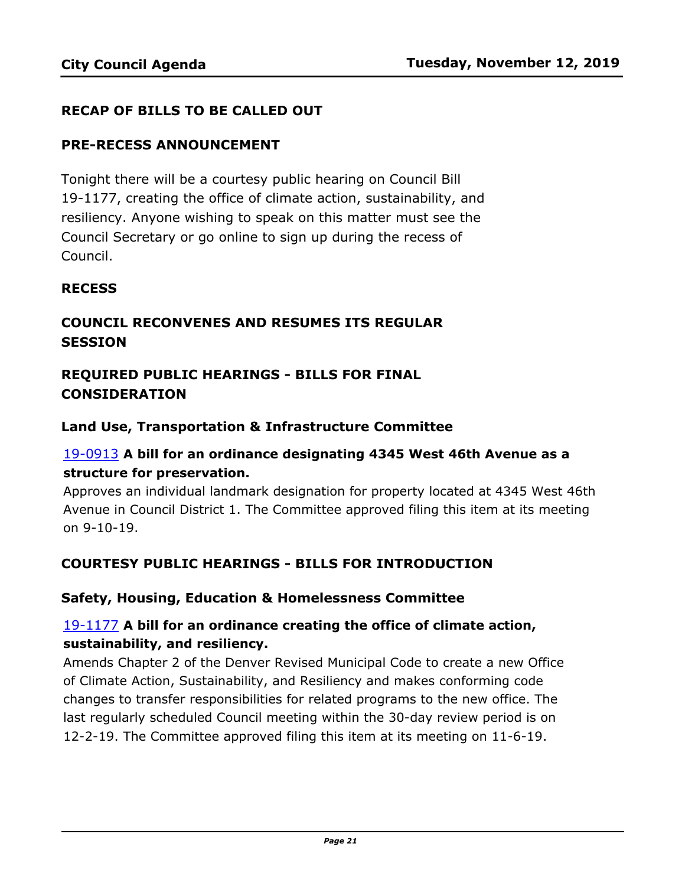## RECAP OF BILLS TO BE CALLED OUT

## PRE-RECESS ANNOUNCEMENT

Tonight there will be a courtesy public hearing on Council Bill 19-1177, creating the office of climate action, sustainability, and resiliency. Anyone wishing to speak on this matter must see the Council Secretary or go online to sign up during the recess of Council.

## RECESS

## COUNCIL RECONVENES AND RESUMES ITS REGULAR SESSION

## REQUIRED PUBLIC HEARINGS - BILLS FOR FINAL CONSIDERATION

### Land Use, Transportation & Infrastructure Committee

19-0913 **A bill for an ordinance designating 4345 West 46th Avenue as a structure for preservation.**

Approves an individual landmark designation for property located at 4345 West 46th Avenue in Council District 1. The Committee approved filing this item at its meeting on 9-10-19.

## COURTESY PUBLIC HEARINGS - BILLS FOR INTRODUCTION

### Safety, Housing, Education & Homelessness Committee

19-1177 **A bill for an ordinance creating the office of climate action, sustainability, and resiliency.**

Amends Chapter 2 of the Denver Revised Municipal Code to create a new Office of Climate Action, Sustainability, and Resiliency and makes conforming code changes to transfer responsibilities for related programs to the new office. The last regularly scheduled Council meeting within the 30-day review period is on 12-2-19. The Committee approved filing this item at its meeting on 11-6-19.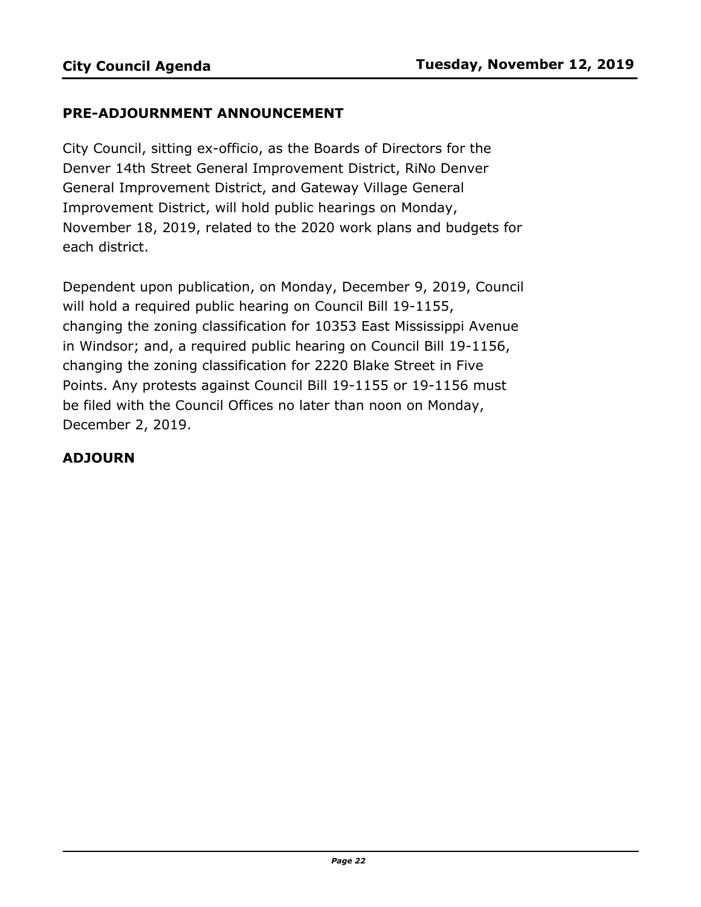## PRE-ADJOURNMENT ANNOUNCEMENT

City Council, sitting ex-officio, as the Boards of Directors for the Denver 14th Street General Improvement District, RiNo Denver General Improvement District, and Gateway Village General Improvement District, will hold public hearings on Monday, November 18, 2019, related to the 2020 work plans and budgets for each district.

Dependent upon publication, on Monday, December 9, 2019, Council will hold a required public hearing on Council Bill 19-1155, changing the zoning classification for 10353 East Mississippi Avenue in Windsor; and, a required public hearing on Council Bill 19-1156, changing the zoning classification for 2220 Blake Street in Five Points. Any protests against Council Bill 19-1155 or 19-1156 must be filed with the Council Offices no later than noon on Monday, December 2, 2019.

## ADJOURN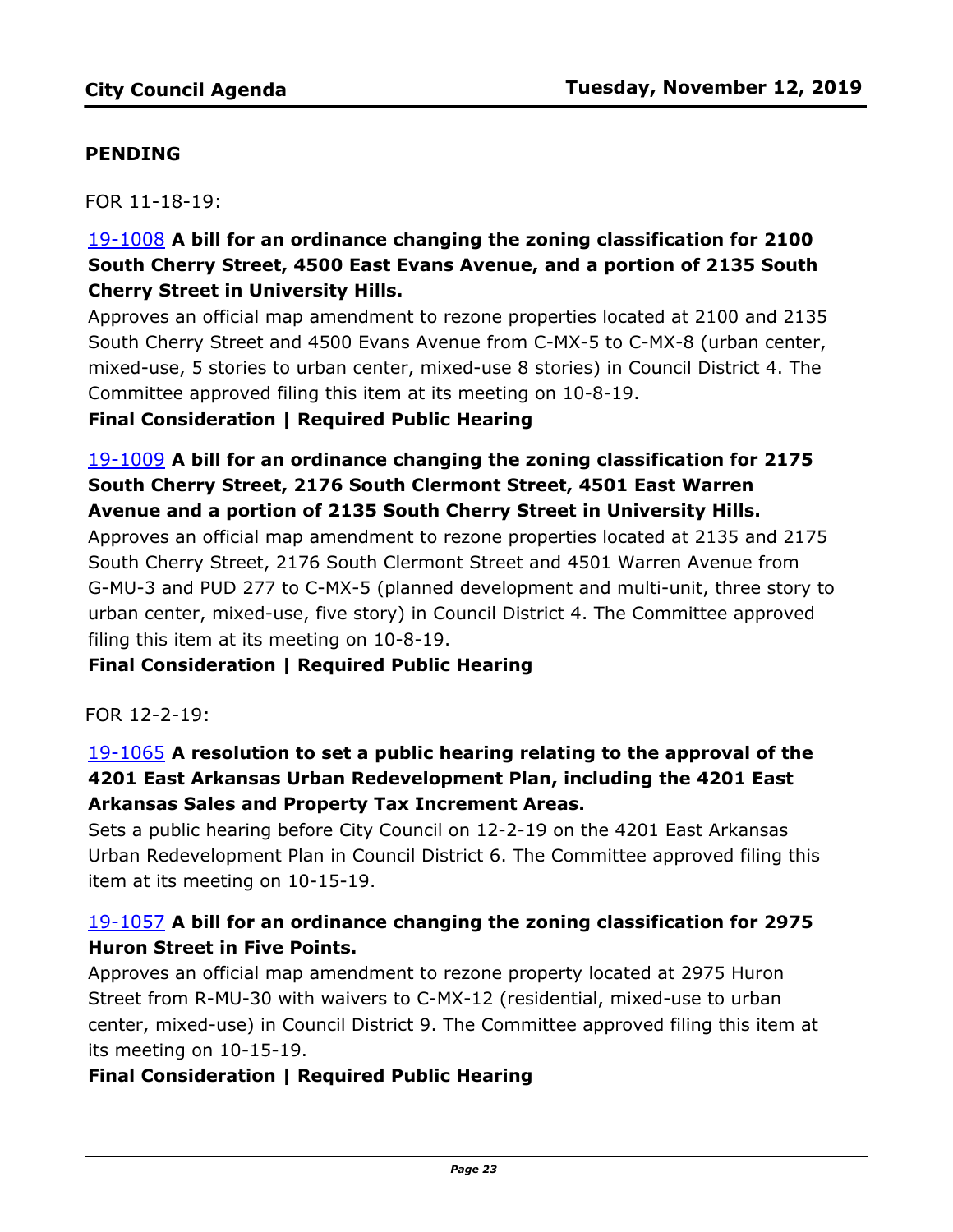## PENDING

FOR 11-18-19:

19-1008 **A bill for an ordinance changing the zoning classification for 2100 South Cherry Street, 4500 East Evans Avenue, and a portion of 2135 South Cherry Street in University Hills.**

Approves an official map amendment to rezone properties located at 2100 and 2135 South Cherry Street and 4500 Evans Avenue from C-MX-5 to C-MX-8 (urban center, mixed-use, 5 stories to urban center, mixed-use 8 stories) in Council District 4. The Committee approved filing this item at its meeting on 10-8-19.

**Final Consideration | Required Public Hearing**

19-1009 **A bill for an ordinance changing the zoning classification for 2175 South Cherry Street, 2176 South Clermont Street, 4501 East Warren Avenue and a portion of 2135 South Cherry Street in University Hills.**

Approves an official map amendment to rezone properties located at 2135 and 2175 South Cherry Street, 2176 South Clermont Street and 4501 Warren Avenue from G-MU-3 and PUD 277 to C-MX-5 (planned development and multi-unit, three story to urban center, mixed-use, five story) in Council District 4. The Committee approved filing this item at its meeting on 10-8-19.

**Final Consideration | Required Public Hearing**

FOR 12-2-19:

19-1065 **A resolution to set a public hearing relating to the approval of the 4201 East Arkansas Urban Redevelopment Plan, including the 4201 East Arkansas Sales and Property Tax Increment Areas.**

Sets a public hearing before City Council on 12-2-19 on the 4201 East Arkansas Urban Redevelopment Plan in Council District 6. The Committee approved filing this item at its meeting on 10-15-19.

19-1057 **A bill for an ordinance changing the zoning classification for 2975 Huron Street in Five Points.**

Approves an official map amendment to rezone property located at 2975 Huron Street from R-MU-30 with waivers to C-MX-12 (residential, mixed-use to urban center, mixed-use) in Council District 9. The Committee approved filing this item at its meeting on 10-15-19.

**Final Consideration | Required Public Hearing**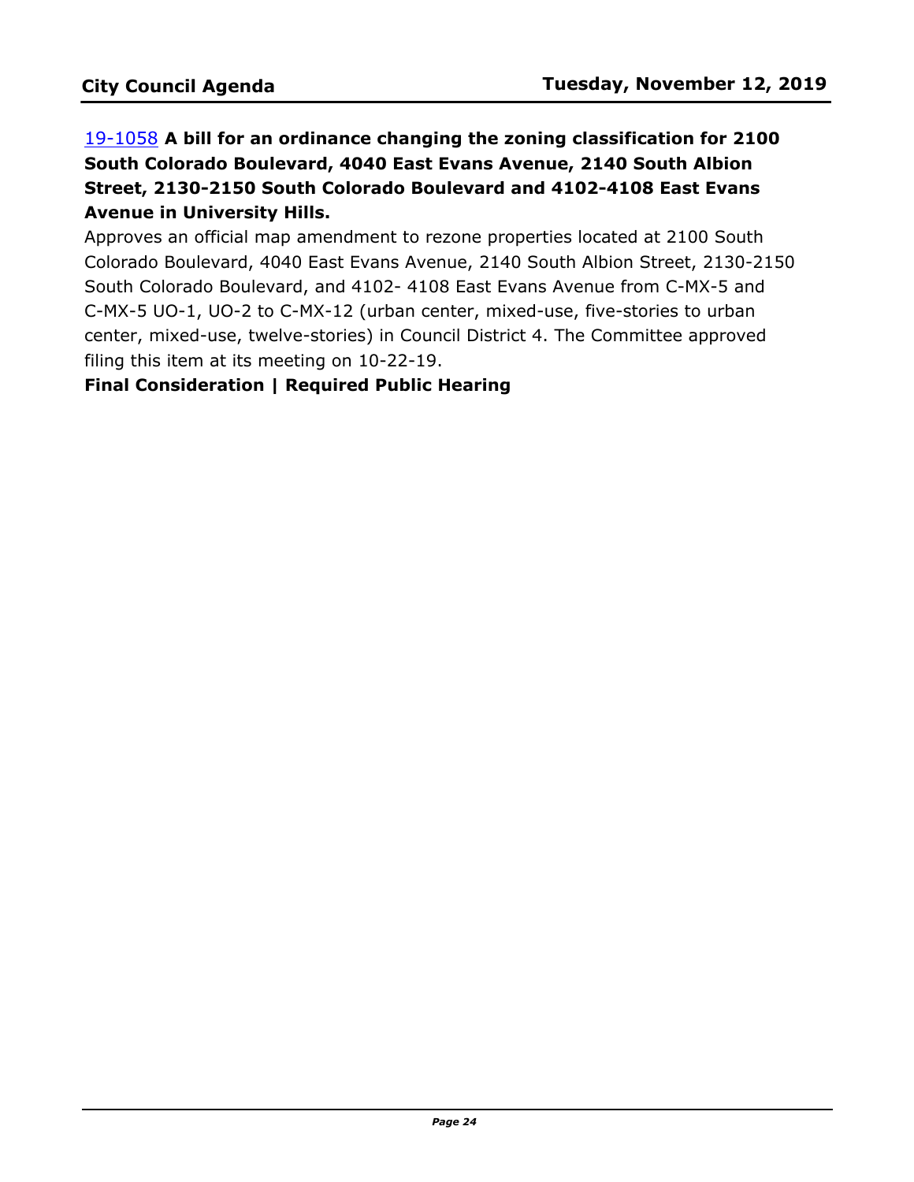19-1058 **A bill for an ordinance changing the zoning classification for 2100 South Colorado Boulevard, 4040 East Evans Avenue, 2140 South Albion Street, 2130-2150 South Colorado Boulevard and 4102-4108 East Evans Avenue in University Hills.**

Approves an official map amendment to rezone properties located at 2100 South Colorado Boulevard, 4040 East Evans Avenue, 2140 South Albion Street, 2130-2150 South Colorado Boulevard, and 4102- 4108 East Evans Avenue from C-MX-5 and C-MX-5 UO-1, UO-2 to C-MX-12 (urban center, mixed-use, five-stories to urban center, mixed-use, twelve-stories) in Council District 4. The Committee approved filing this item at its meeting on 10-22-19.

**Final Consideration | Required Public Hearing**